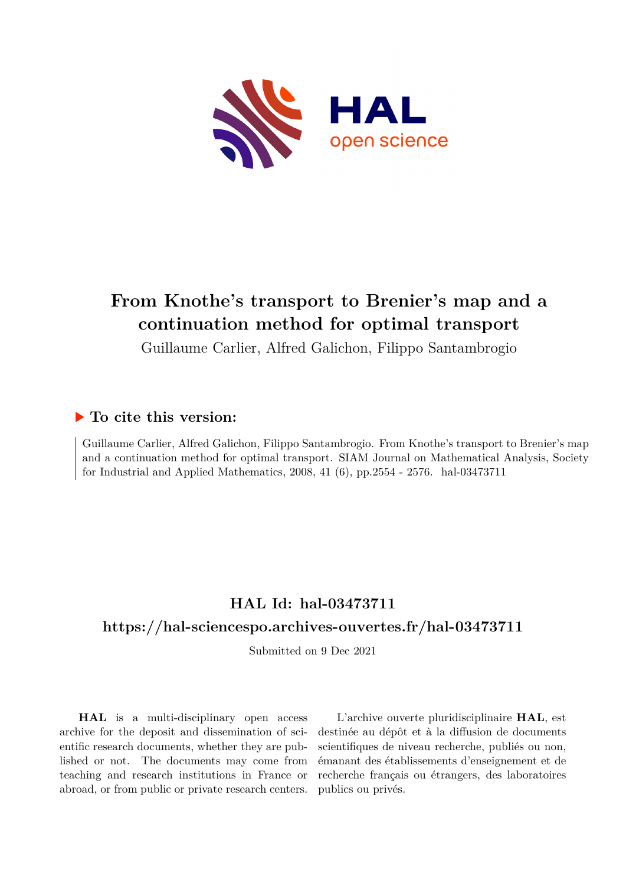# From Knothe's transport to Brenier's map and a continuation method for optimal transport

Guillaume Carlier, Alfred Galichon, Filippo Santambrogio

## ▶ To cite this version:

Guillaume Carlier, Alfred Galichon, Filippo Santambrogio. From Knothe's transport to Brenier's map and a continuation method for optimal transport. SIAM Journal on Mathematical Analysis, Society for Industrial and Applied Mathematics, 2008, 41 (6), pp.2554 - 2576. hal-03473711

## HAL Id: hal-03473711

## https://hal-sciencespo.archives-ouvertes.fr/hal-03473711

Submitted on 9 Dec 2021

**HAL** is a multi-disciplinary open access archive for the deposit and dissemination of scientific research documents, whether they are published or not. The documents may come from teaching and research institutions in France or abroad, or from public or private research centers.

L'archive ouverte pluridisciplinaire **HAL**, est destinée au dépôt et à la diffusion de documents scientifiques de niveau recherche, publiés ou non, émanant des établissements d'enseignement et de recherche français ou étrangers, des laboratoires publics ou privés.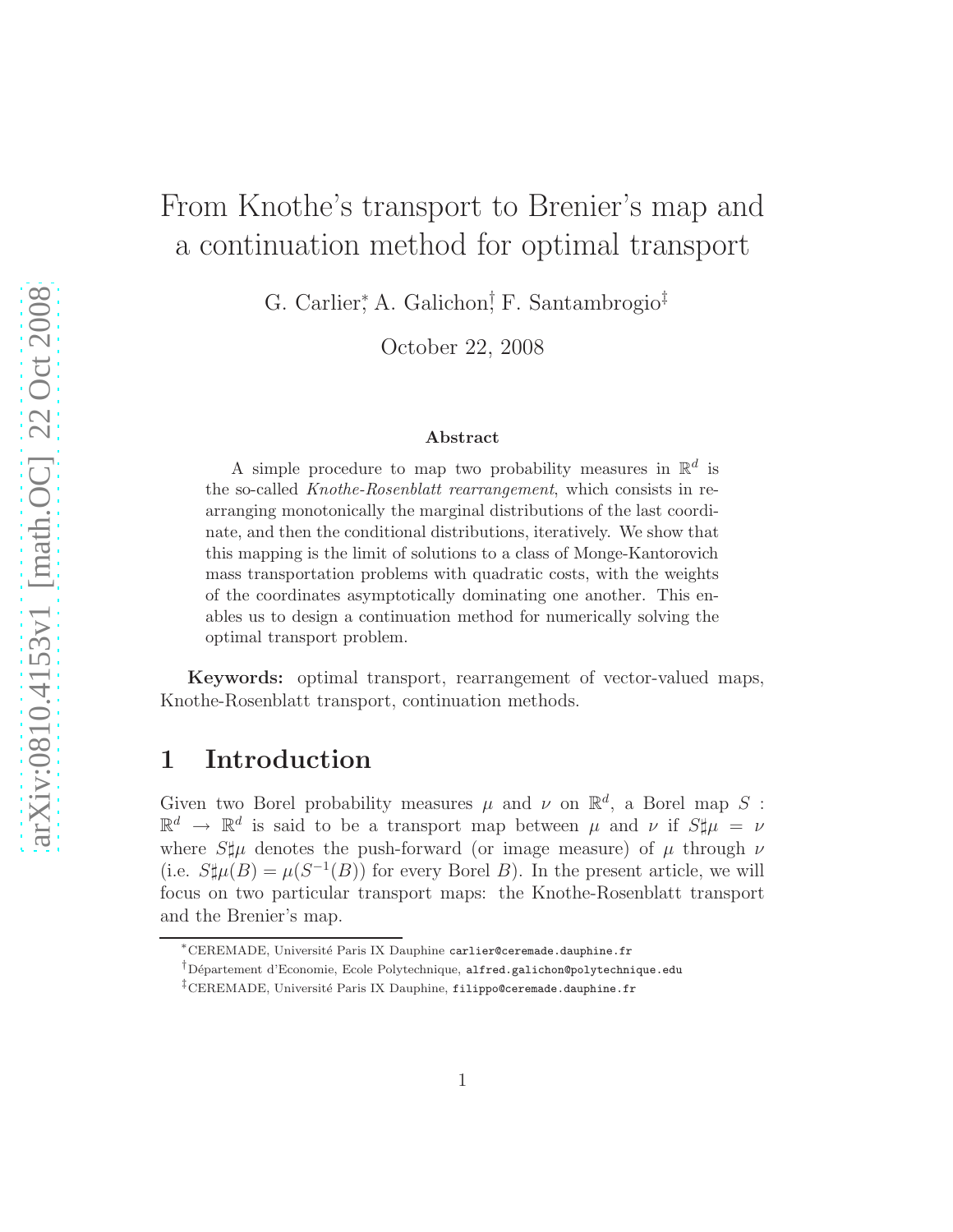# From Knothe's transport to Brenier's map and a continuation method for optimal transport

G. Carlier[*], A. Galichon[†], F. Santambrogio[‡]

October 22, 2008

**Abstract**

A simple procedure to map two probability measures in $\mathbb{R}^d$ is the so-called *Knothe-Rosenblatt rearrangement*, which consists in rearranging monotonically the marginal distributions of the last coordinate, and then the conditional distributions, iteratively. We show that this mapping is the limit of solutions to a class of Monge-Kantorovich mass transportation problems with quadratic costs, with the weights of the coordinates asymptotically dominating one another. This enables us to design a continuation method for numerically solving the optimal transport problem.

**Keywords:** optimal transport, rearrangement of vector-valued maps, Knothe-Rosenblatt transport, continuation methods.

## 1 Introduction

Given two Borel probability measures $\mu$ and $\nu$ on $\mathbb{R}^d$, a Borel map $S : \mathbb{R}^d \to \mathbb{R}^d$ is said to be a transport map between $\mu$ and $\nu$ if $S\sharp\mu = \nu$ where $S\sharp\mu$ denotes the push-forward (or image measure) of $\mu$ through $\nu$ (i.e. $S\sharp\mu(B) = \mu(S^{-1}(B))$ for every Borel $B$). In the present article, we will focus on two particular transport maps: the Knothe-Rosenblatt transport and the Brenier's map.

[*]CEREMADE, Université Paris IX Dauphine carlier@ceremade.dauphine.fr

[†]Département d'Economie, Ecole Polytechnique, alfred.galichon@polytechnique.edu

[‡]CEREMADE, Université Paris IX Dauphine, filippo@ceremade.dauphine.fr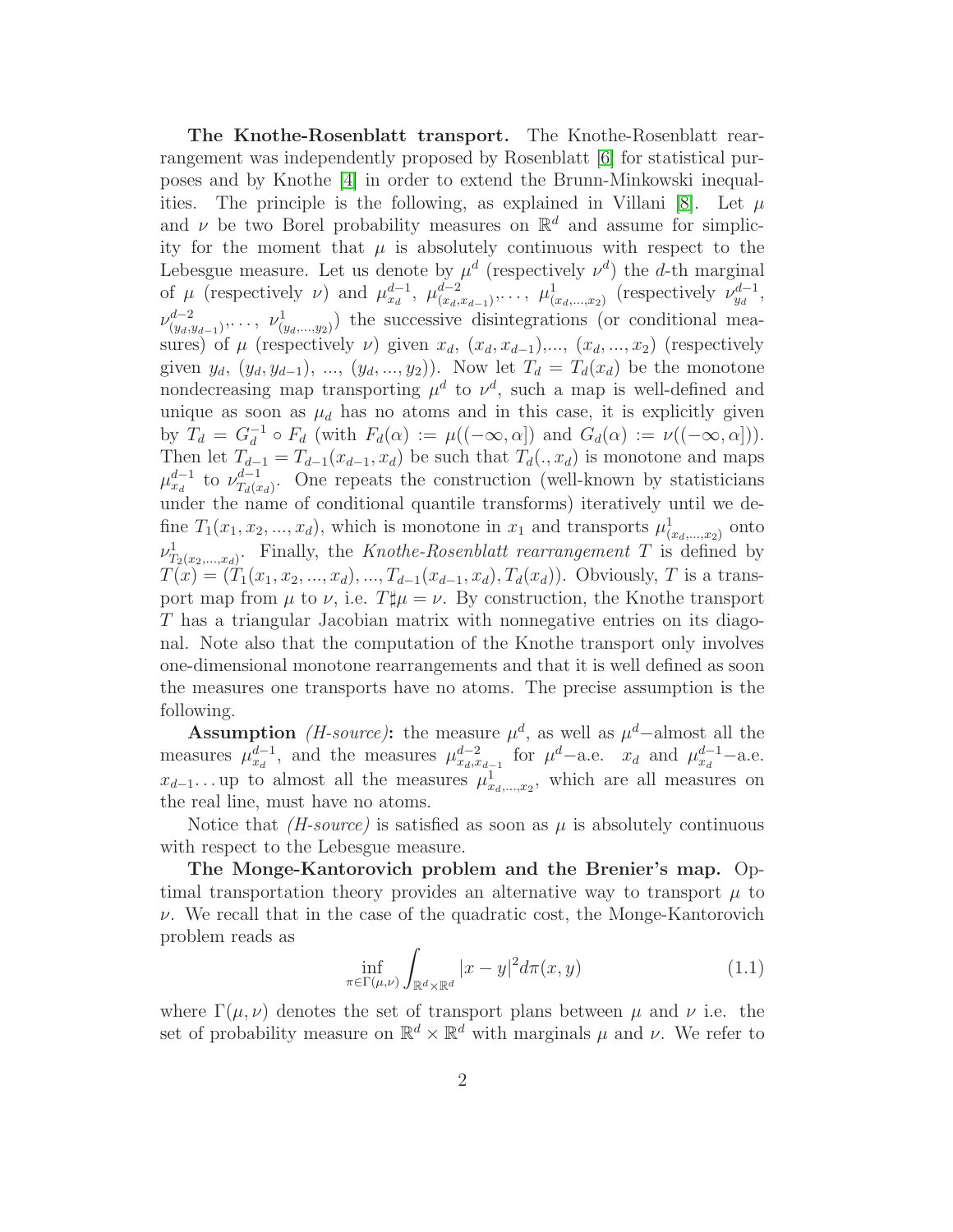**The Knothe-Rosenblatt transport.** The Knothe-Rosenblatt rearrangement was independently proposed by Rosenblatt [6] for statistical purposes and by Knothe [4] in order to extend the Brunn-Minkowski inequalities. The principle is the following, as explained in Villani [8]. Let $\mu$ and $\nu$ be two Borel probability measures on $\mathbb{R}^d$ and assume for simplicity for the moment that $\mu$ is absolutely continuous with respect to the Lebesgue measure. Let us denote by $\mu^d$ (respectively $\nu^d$) the $d$-th marginal of $\mu$ (respectively $\nu$) and $\mu^{d-1}_{x_d}$, $\mu^{d-2}_{(x_d,x_{d-1})}, \dots,$ $\mu^1_{(x_d,\dots,x_2)}$ (respectively $\nu^{d-1}_{y_d}$, $\nu^{d-2}_{(y_d,y_{d-1})}, \dots,$ $\nu^1_{(y_d,\dots,y_2)}$) the successive disintegrations (or conditional measures) of $\mu$ (respectively $\nu$) given $x_d$, $(x_d, x_{d-1})$,..., $(x_d, ..., x_2)$ (respectively given $y_d$, $(y_d, y_{d-1})$, ..., $(y_d, ..., y_2)$). Now let $T_d = T_d(x_d)$ be the monotone nondecreasing map transporting $\mu^d$ to $\nu^d$, such a map is well-defined and unique as soon as $\mu_d$ has no atoms and in this case, it is explicitly given by $T_d = G_d^{-1} \circ F_d$ (with $F_d(\alpha) := \mu((-\infty, \alpha])$ and $G_d(\alpha) := \nu((-\infty, \alpha])$). Then let $T_{d-1} = T_{d-1}(x_{d-1}, x_d)$ be such that $T_d(., x_d)$ is monotone and maps $\mu^{d-1}_{x_d}$ to $\nu^{d-1}_{T_d(x_d)}$. One repeats the construction (well-known by statisticians under the name of conditional quantile transforms) iteratively until we define $T_1(x_1, x_2, ..., x_d)$, which is monotone in $x_1$ and transports $\mu^1_{(x_d,\dots,x_2)}$ onto $\nu^1_{T_2(x_2,\dots,x_d)}$. Finally, the *Knothe-Rosenblatt rearrangement* $T$ is defined by $T(x) = (T_1(x_1, x_2, ..., x_d), ..., T_{d-1}(x_{d-1}, x_d), T_d(x_d))$. Obviously, $T$ is a transport map from $\mu$ to $\nu$, i.e. $T\sharp\mu = \nu$. By construction, the Knothe transport $T$ has a triangular Jacobian matrix with nonnegative entries on its diagonal. Note also that the computation of the Knothe transport only involves one-dimensional monotone rearrangements and that it is well defined as soon the measures one transports have no atoms. The precise assumption is the following.

**Assumption** *(H-source)***:** the measure $\mu^d$, as well as $\mu^d-$almost all the measures $\mu^{d-1}_{x_d}$, and the measures $\mu^{d-2}_{x_d,x_{d-1}}$ for $\mu^d-$a.e. $x_d$ and $\mu^{d-1}_{x_d}-$a.e. $x_{d-1}\dots$ up to almost all the measures $\mu^1_{x_d,\dots,x_2}$, which are all measures on the real line, must have no atoms.

Notice that *(H-source)* is satisfied as soon as $\mu$ is absolutely continuous with respect to the Lebesgue measure.

**The Monge-Kantorovich problem and the Brenier's map.** Optimal transportation theory provides an alternative way to transport $\mu$ to $\nu$. We recall that in the case of the quadratic cost, the Monge-Kantorovich problem reads as

$$\inf_{\pi\in\Gamma(\mu,\nu)} \int_{\mathbb{R}^d\times\mathbb{R}^d} |x-y|^2 d\pi(x,y) \tag{1.1}$$

where $\Gamma(\mu, \nu)$ denotes the set of transport plans between $\mu$ and $\nu$ i.e. the set of probability measure on $\mathbb{R}^d \times \mathbb{R}^d$ with marginals $\mu$ and $\nu$. We refer to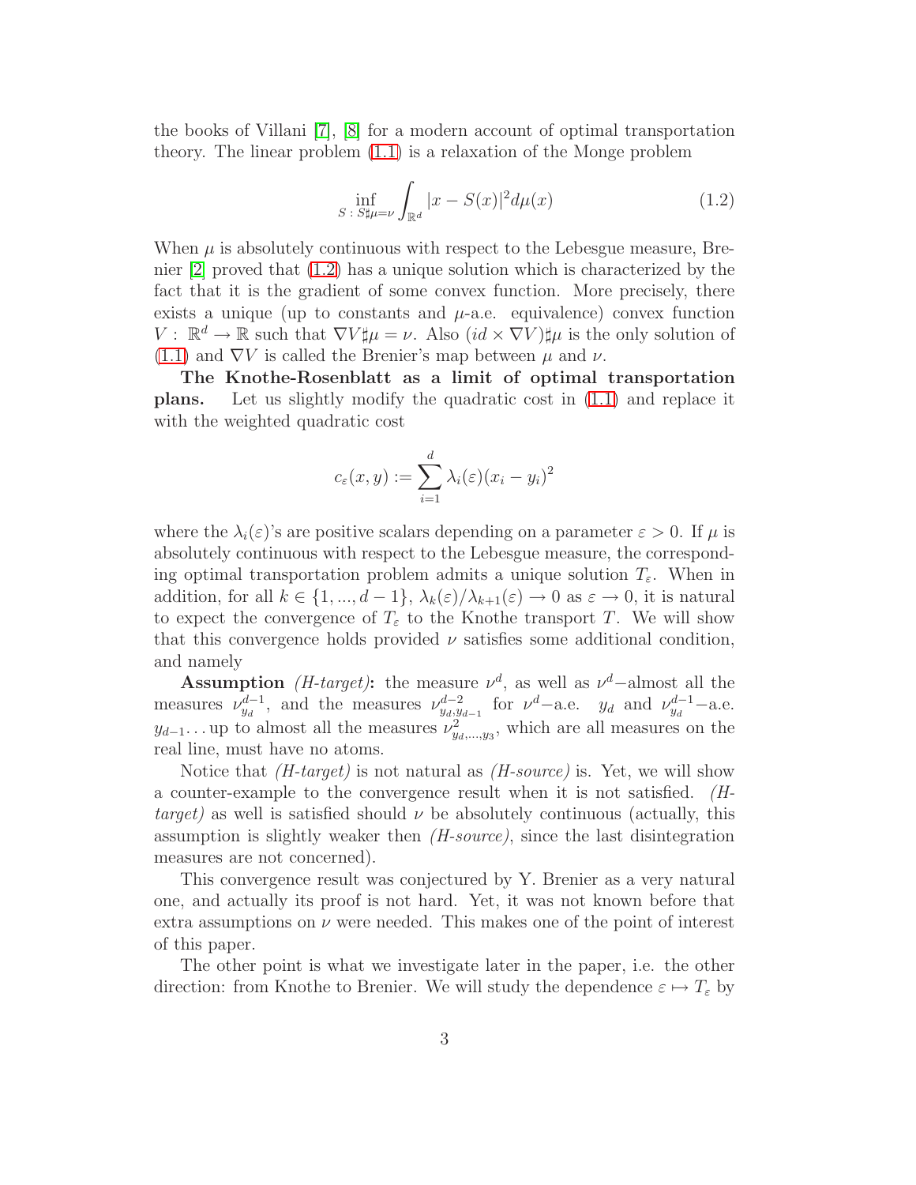the books of Villani [7], [8] for a modern account of optimal transportation theory. The linear problem (1.1) is a relaxation of the Monge problem

$$\inf_{S\,:\,S\sharp\mu=\nu} \int_{\mathbb{R}^d} |x - S(x)|^2 d\mu(x) \tag{1.2}$$

When $\mu$ is absolutely continuous with respect to the Lebesgue measure, Brenier [2] proved that (1.2) has a unique solution which is characterized by the fact that it is the gradient of some convex function. More precisely, there exists a unique (up to constants and $\mu$-a.e. equivalence) convex function $V:\ \mathbb{R}^d \to \mathbb{R}$ such that $\nabla V \sharp \mu = \nu$. Also $(id \times \nabla V)\sharp\mu$ is the only solution of (1.1) and $\nabla V$ is called the Brenier's map between $\mu$ and $\nu$.

**The Knothe-Rosenblatt as a limit of optimal transportation plans.** Let us slightly modify the quadratic cost in (1.1) and replace it with the weighted quadratic cost

$$c_\varepsilon(x, y) := \sum_{i=1}^{d} \lambda_i(\varepsilon)(x_i - y_i)^2$$

where the $\lambda_i(\varepsilon)$'s are positive scalars depending on a parameter $\varepsilon > 0$. If $\mu$ is absolutely continuous with respect to the Lebesgue measure, the corresponding optimal transportation problem admits a unique solution $T_\varepsilon$. When in addition, for all $k \in \{1, ..., d-1\}$, $\lambda_k(\varepsilon)/\lambda_{k+1}(\varepsilon) \to 0$ as $\varepsilon \to 0$, it is natural to expect the convergence of $T_\varepsilon$ to the Knothe transport $T$. We will show that this convergence holds provided $\nu$ satisfies some additional condition, and namely

**Assumption** *(H-target)***:** the measure $\nu^d$, as well as $\nu^d-$almost all the measures $\nu^{d-1}_{y_d}$, and the measures $\nu^{d-2}_{y_d,y_{d-1}}$ for $\nu^d-$a.e. $y_d$ and $\nu^{d-1}_{y_d}-$a.e. $y_{d-1}$... up to almost all the measures $\nu^2_{y_d,...,y_3}$, which are all measures on the real line, must have no atoms.

Notice that *(H-target)* is not natural as *(H-source)* is. Yet, we will show a counter-example to the convergence result when it is not satisfied. *(H-target)* as well is satisfied should $\nu$ be absolutely continuous (actually, this assumption is slightly weaker then *(H-source)*, since the last disintegration measures are not concerned).

This convergence result was conjectured by Y. Brenier as a very natural one, and actually its proof is not hard. Yet, it was not known before that extra assumptions on $\nu$ were needed. This makes one of the point of interest of this paper.

The other point is what we investigate later in the paper, i.e. the other direction: from Knothe to Brenier. We will study the dependence $\varepsilon \mapsto T_\varepsilon$ by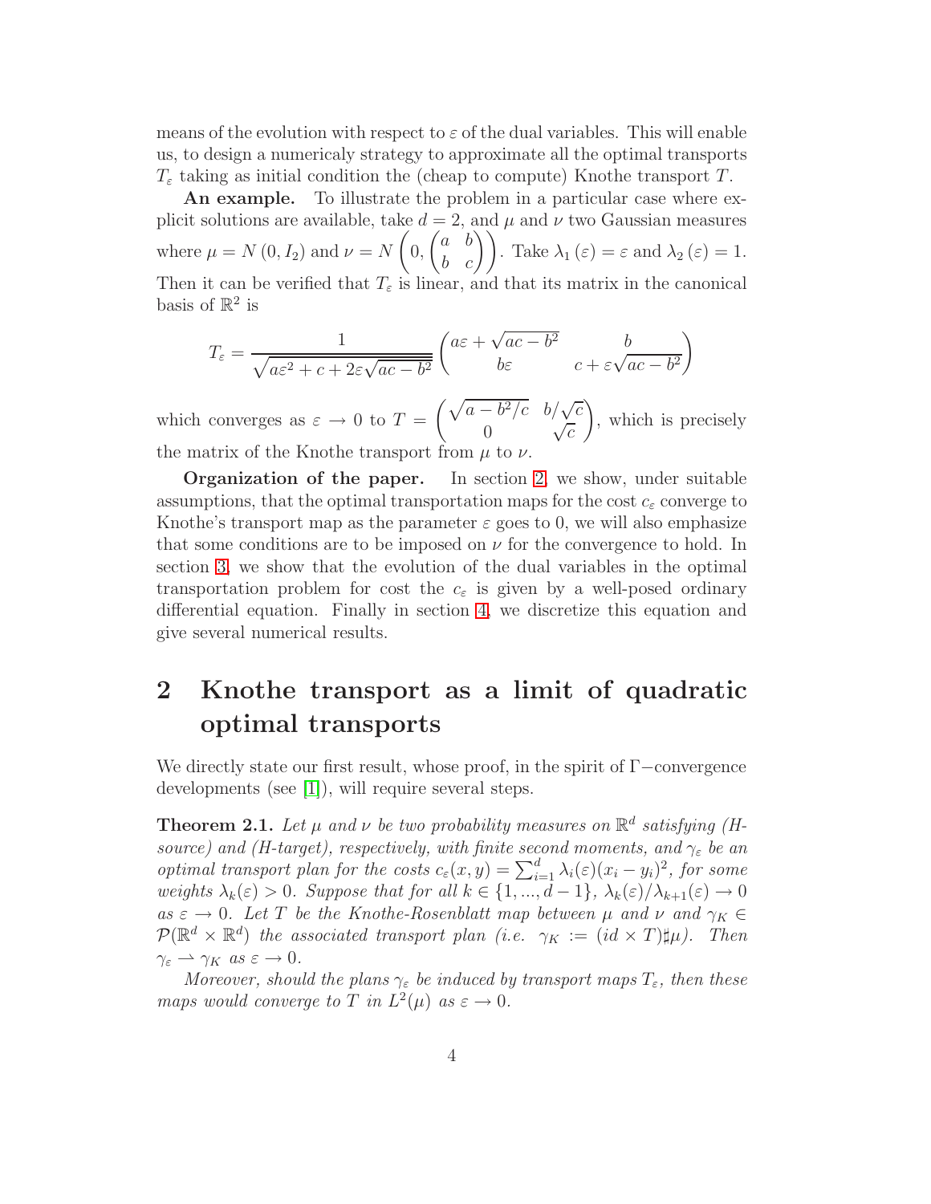means of the evolution with respect to $\varepsilon$ of the dual variables. This will enable us, to design a numericaly strategy to approximate all the optimal transports $T_\varepsilon$ taking as initial condition the (cheap to compute) Knothe transport $T$.

**An example.** To illustrate the problem in a particular case where explicit solutions are available, take $d = 2$, and $\mu$ and $\nu$ two Gaussian measures where $\mu = N(0, I_2)$ and $\nu = N\left(0, \begin{pmatrix} a & b \\ b & c \end{pmatrix}\right)$. Take $\lambda_1(\varepsilon) = \varepsilon$ and $\lambda_2(\varepsilon) = 1$. Then it can be verified that $T_\varepsilon$ is linear, and that its matrix in the canonical basis of $\mathbb{R}^2$ is

$$T_\varepsilon = \frac{1}{\sqrt{a\varepsilon^2 + c + 2\varepsilon\sqrt{ac - b^2}}} \begin{pmatrix} a\varepsilon + \sqrt{ac - b^2} & b \\ b\varepsilon & c + \varepsilon\sqrt{ac - b^2} \end{pmatrix}$$

which converges as $\varepsilon \to 0$ to $T = \begin{pmatrix} \sqrt{a - b^2/c} & b/\sqrt{c} \\ 0 & \sqrt{c} \end{pmatrix}$, which is precisely the matrix of the Knothe transport from $\mu$ to $\nu$.

**Organization of the paper.** In section 2, we show, under suitable assumptions, that the optimal transportation maps for the cost $c_\varepsilon$ converge to Knothe's transport map as the parameter $\varepsilon$ goes to 0, we will also emphasize that some conditions are to be imposed on $\nu$ for the convergence to hold. In section 3, we show that the evolution of the dual variables in the optimal transportation problem for cost the $c_\varepsilon$ is given by a well-posed ordinary differential equation. Finally in section 4, we discretize this equation and give several numerical results.

# 2 Knothe transport as a limit of quadratic optimal transports

We directly state our first result, whose proof, in the spirit of $\Gamma-$convergence developments (see [1]), will require several steps.

**Theorem 2.1.** *Let $\mu$ and $\nu$ be two probability measures on $\mathbb{R}^d$ satisfying (H-source) and (H-target), respectively, with finite second moments, and $\gamma_\varepsilon$ be an optimal transport plan for the costs $c_\varepsilon(x, y) = \sum_{i=1}^d \lambda_i(\varepsilon)(x_i - y_i)^2$, for some weights $\lambda_k(\varepsilon) > 0$. Suppose that for all $k \in \{1, ..., d-1\}$, $\lambda_k(\varepsilon)/\lambda_{k+1}(\varepsilon) \to 0$ as $\varepsilon \to 0$. Let $T$ be the Knothe-Rosenblatt map between $\mu$ and $\nu$ and $\gamma_K \in \mathcal{P}(\mathbb{R}^d \times \mathbb{R}^d)$ the associated transport plan (i.e. $\gamma_K := (id \times T)\sharp\mu$). Then $\gamma_\varepsilon \rightharpoonup \gamma_K$ as $\varepsilon \to 0$.*

*Moreover, should the plans $\gamma_\varepsilon$ be induced by transport maps $T_\varepsilon$, then these maps would converge to $T$ in $L^2(\mu)$ as $\varepsilon \to 0$.*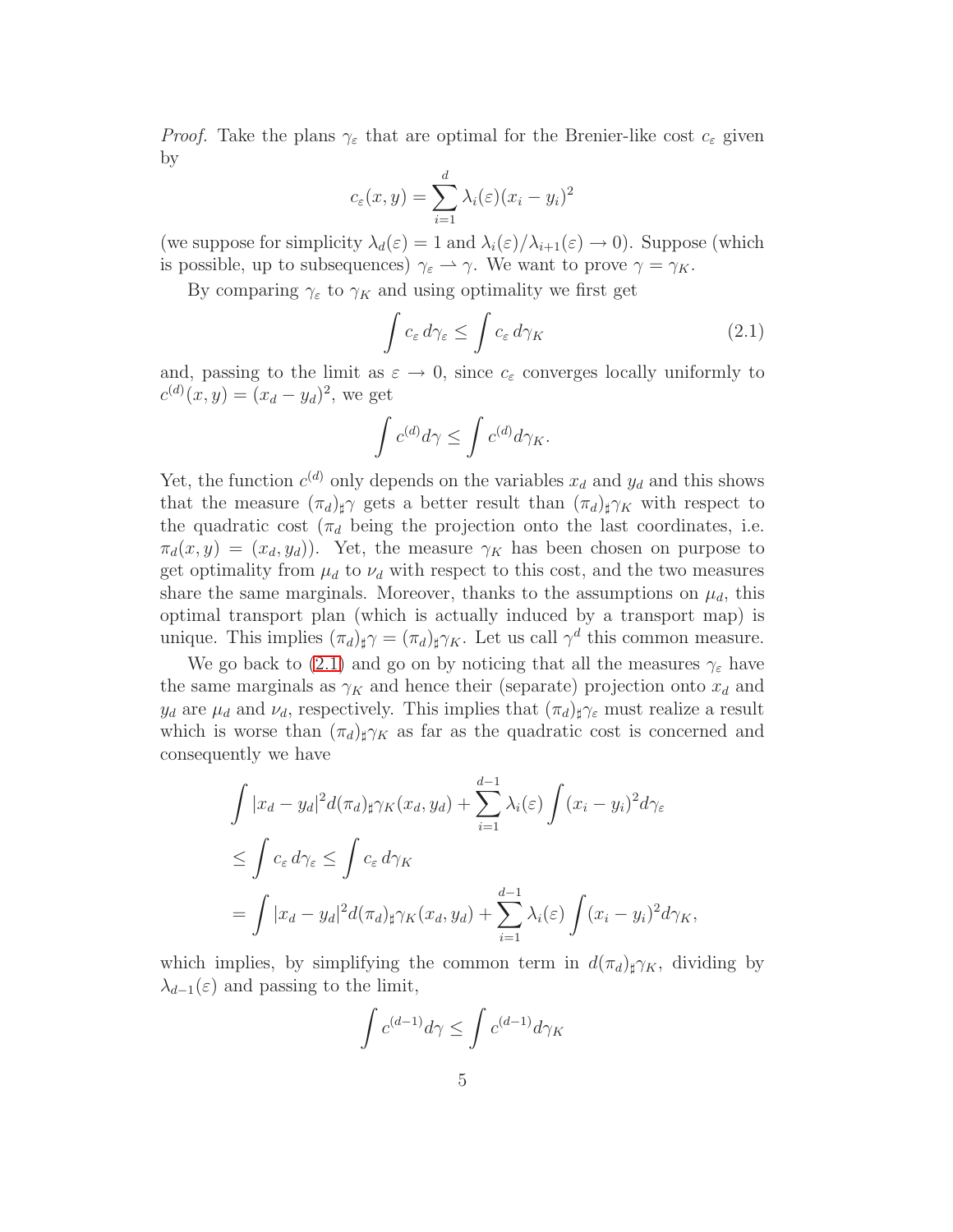*Proof.* Take the plans $\gamma_\varepsilon$ that are optimal for the Brenier-like cost $c_\varepsilon$ given by

$$c_\varepsilon(x,y) = \sum_{i=1}^{d} \lambda_i(\varepsilon)(x_i - y_i)^2$$

(we suppose for simplicity $\lambda_d(\varepsilon) = 1$ and $\lambda_i(\varepsilon)/\lambda_{i+1}(\varepsilon) \to 0$). Suppose (which is possible, up to subsequences) $\gamma_\varepsilon \rightharpoonup \gamma$. We want to prove $\gamma = \gamma_K$.

By comparing $\gamma_\varepsilon$ to $\gamma_K$ and using optimality we first get

$$\int c_\varepsilon \, d\gamma_\varepsilon \leq \int c_\varepsilon \, d\gamma_K \tag{2.1}$$

and, passing to the limit as $\varepsilon \to 0$, since $c_\varepsilon$ converges locally uniformly to $c^{(d)}(x,y) = (x_d - y_d)^2$, we get

$$\int c^{(d)} d\gamma \leq \int c^{(d)} d\gamma_K.$$

Yet, the function $c^{(d)}$ only depends on the variables $x_d$ and $y_d$ and this shows that the measure $(\pi_d)_\sharp \gamma$ gets a better result than $(\pi_d)_\sharp \gamma_K$ with respect to the quadratic cost ($\pi_d$ being the projection onto the last coordinates, i.e. $\pi_d(x,y) = (x_d, y_d)$). Yet, the measure $\gamma_K$ has been chosen on purpose to get optimality from $\mu_d$ to $\nu_d$ with respect to this cost, and the two measures share the same marginals. Moreover, thanks to the assumptions on $\mu_d$, this optimal transport plan (which is actually induced by a transport map) is unique. This implies $(\pi_d)_\sharp \gamma = (\pi_d)_\sharp \gamma_K$. Let us call $\gamma^d$ this common measure.

We go back to (2.1) and go on by noticing that all the measures $\gamma_\varepsilon$ have the same marginals as $\gamma_K$ and hence their (separate) projection onto $x_d$ and $y_d$ are $\mu_d$ and $\nu_d$, respectively. This implies that $(\pi_d)_\sharp \gamma_\varepsilon$ must realize a result which is worse than $(\pi_d)_\sharp \gamma_K$ as far as the quadratic cost is concerned and consequently we have

$$\begin{aligned}
&\int |x_d - y_d|^2 d(\pi_d)_\sharp \gamma_K(x_d, y_d) + \sum_{i=1}^{d-1} \lambda_i(\varepsilon) \int (x_i - y_i)^2 d\gamma_\varepsilon \\
&\leq \int c_\varepsilon \, d\gamma_\varepsilon \leq \int c_\varepsilon \, d\gamma_K \\
&= \int |x_d - y_d|^2 d(\pi_d)_\sharp \gamma_K(x_d, y_d) + \sum_{i=1}^{d-1} \lambda_i(\varepsilon) \int (x_i - y_i)^2 d\gamma_K,
\end{aligned}$$

which implies, by simplifying the common term in $d(\pi_d)_\sharp \gamma_K$, dividing by $\lambda_{d-1}(\varepsilon)$ and passing to the limit,

$$\int c^{(d-1)} d\gamma \leq \int c^{(d-1)} d\gamma_K$$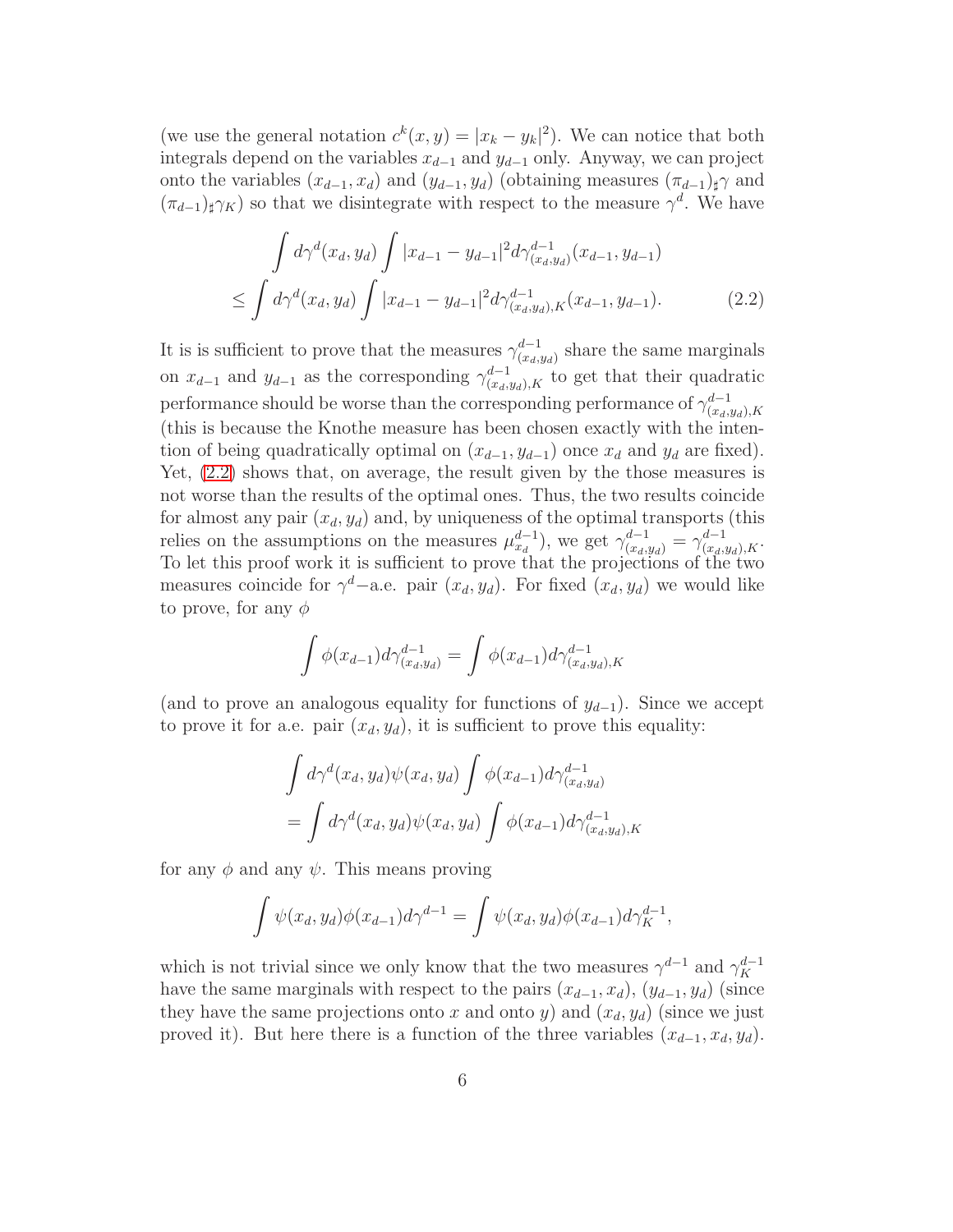(we use the general notation $c^k(x,y) = |x_k - y_k|^2$). We can notice that both integrals depend on the variables $x_{d-1}$ and $y_{d-1}$ only. Anyway, we can project onto the variables $(x_{d-1}, x_d)$ and $(y_{d-1}, y_d)$ (obtaining measures $(\pi_{d-1})_\sharp\gamma$ and $(\pi_{d-1})_\sharp\gamma_K$) so that we disintegrate with respect to the measure $\gamma^d$. We have

$$
\begin{aligned}
&\int d\gamma^d(x_d, y_d) \int |x_{d-1} - y_{d-1}|^2 d\gamma^{d-1}_{(x_d,y_d)}(x_{d-1}, y_{d-1}) \\
\leq &\int d\gamma^d(x_d, y_d) \int |x_{d-1} - y_{d-1}|^2 d\gamma^{d-1}_{(x_d,y_d),K}(x_{d-1}, y_{d-1}). \qquad (2.2)
\end{aligned}
$$

It is is sufficient to prove that the measures $\gamma^{d-1}_{(x_d,y_d)}$ share the same marginals on $x_{d-1}$ and $y_{d-1}$ as the corresponding $\gamma^{d-1}_{(x_d,y_d),K}$ to get that their quadratic performance should be worse than the corresponding performance of $\gamma^{d-1}_{(x_d,y_d),K}$ (this is because the Knothe measure has been chosen exactly with the intention of being quadratically optimal on $(x_{d-1}, y_{d-1})$ once $x_d$ and $y_d$ are fixed). Yet, (2.2) shows that, on average, the result given by the those measures is not worse than the results of the optimal ones. Thus, the two results coincide for almost any pair $(x_d, y_d)$ and, by uniqueness of the optimal transports (this relies on the assumptions on the measures $\mu^{d-1}_{x_d}$), we get $\gamma^{d-1}_{(x_d,y_d)} = \gamma^{d-1}_{(x_d,y_d),K}$. To let this proof work it is sufficient to prove that the projections of the two measures coincide for $\gamma^d-$a.e. pair $(x_d, y_d)$. For fixed $(x_d, y_d)$ we would like to prove, for any $\phi$

$$
\int \phi(x_{d-1}) d\gamma^{d-1}_{(x_d,y_d)} = \int \phi(x_{d-1}) d\gamma^{d-1}_{(x_d,y_d),K}
$$

(and to prove an analogous equality for functions of $y_{d-1}$). Since we accept to prove it for a.e. pair $(x_d, y_d)$, it is sufficient to prove this equality:

$$
\begin{aligned}
&\int d\gamma^d(x_d, y_d)\psi(x_d, y_d) \int \phi(x_{d-1}) d\gamma^{d-1}_{(x_d,y_d)} \\
= &\int d\gamma^d(x_d, y_d)\psi(x_d, y_d) \int \phi(x_{d-1}) d\gamma^{d-1}_{(x_d,y_d),K}
\end{aligned}
$$

for any $\phi$ and any $\psi$. This means proving

$$
\int \psi(x_d, y_d)\phi(x_{d-1}) d\gamma^{d-1} = \int \psi(x_d, y_d)\phi(x_{d-1}) d\gamma^{d-1}_K,
$$

which is not trivial since we only know that the two measures $\gamma^{d-1}$ and $\gamma^{d-1}_K$ have the same marginals with respect to the pairs $(x_{d-1}, x_d)$, $(y_{d-1}, y_d)$ (since they have the same projections onto $x$ and onto $y$) and $(x_d, y_d)$ (since we just proved it). But here there is a function of the three variables $(x_{d-1}, x_d, y_d)$.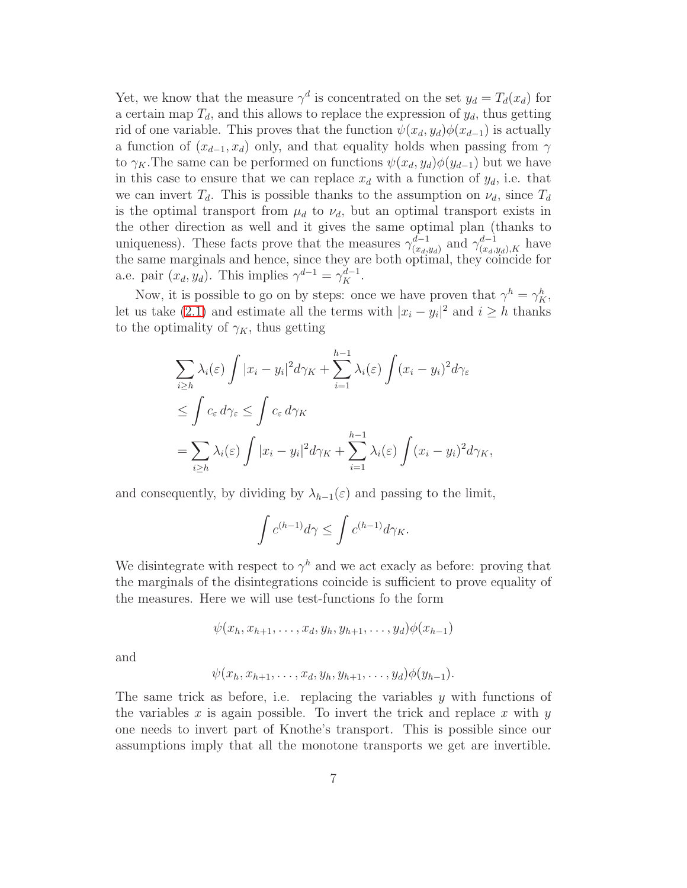Yet, we know that the measure $\gamma^d$ is concentrated on the set $y_d = T_d(x_d)$ for a certain map $T_d$, and this allows to replace the expression of $y_d$, thus getting rid of one variable. This proves that the function $\psi(x_d, y_d)\phi(x_{d-1})$ is actually a function of $(x_{d-1}, x_d)$ only, and that equality holds when passing from $\gamma$ to $\gamma_K$.The same can be performed on functions $\psi(x_d, y_d)\phi(y_{d-1})$ but we have in this case to ensure that we can replace $x_d$ with a function of $y_d$, i.e. that we can invert $T_d$. This is possible thanks to the assumption on $\nu_d$, since $T_d$ is the optimal transport from $\mu_d$ to $\nu_d$, but an optimal transport exists in the other direction as well and it gives the same optimal plan (thanks to uniqueness). These facts prove that the measures $\gamma^{d-1}_{(x_d,y_d)}$ and $\gamma^{d-1}_{(x_d,y_d),K}$ have the same marginals and hence, since they are both optimal, they coincide for a.e. pair $(x_d, y_d)$. This implies $\gamma^{d-1} = \gamma^{d-1}_K$.

Now, it is possible to go on by steps: once we have proven that $\gamma^h = \gamma^h_K$, let us take (2.1) and estimate all the terms with $|x_i - y_i|^2$ and $i \geq h$ thanks to the optimality of $\gamma_K$, thus getting

$$
\begin{aligned}
&\sum_{i \geq h} \lambda_i(\varepsilon) \int |x_i - y_i|^2 d\gamma_K + \sum_{i=1}^{h-1} \lambda_i(\varepsilon) \int (x_i - y_i)^2 d\gamma_\varepsilon \\
&\leq \int c_\varepsilon \, d\gamma_\varepsilon \leq \int c_\varepsilon \, d\gamma_K \\
&= \sum_{i \geq h} \lambda_i(\varepsilon) \int |x_i - y_i|^2 d\gamma_K + \sum_{i=1}^{h-1} \lambda_i(\varepsilon) \int (x_i - y_i)^2 d\gamma_K,
\end{aligned}
$$

and consequently, by dividing by $\lambda_{h-1}(\varepsilon)$ and passing to the limit,

$$
\int c^{(h-1)} d\gamma \leq \int c^{(h-1)} d\gamma_K.
$$

We disintegrate with respect to $\gamma^h$ and we act exacly as before: proving that the marginals of the disintegrations coincide is sufficient to prove equality of the measures. Here we will use test-functions fo the form

$$
\psi(x_h, x_{h+1}, \ldots, x_d, y_h, y_{h+1}, \ldots, y_d)\phi(x_{h-1})
$$

and

$$
\psi(x_h, x_{h+1}, \ldots, x_d, y_h, y_{h+1}, \ldots, y_d)\phi(y_{h-1}).
$$

The same trick as before, i.e. replacing the variables $y$ with functions of the variables $x$ is again possible. To invert the trick and replace $x$ with $y$ one needs to invert part of Knothe's transport. This is possible since our assumptions imply that all the monotone transports we get are invertible.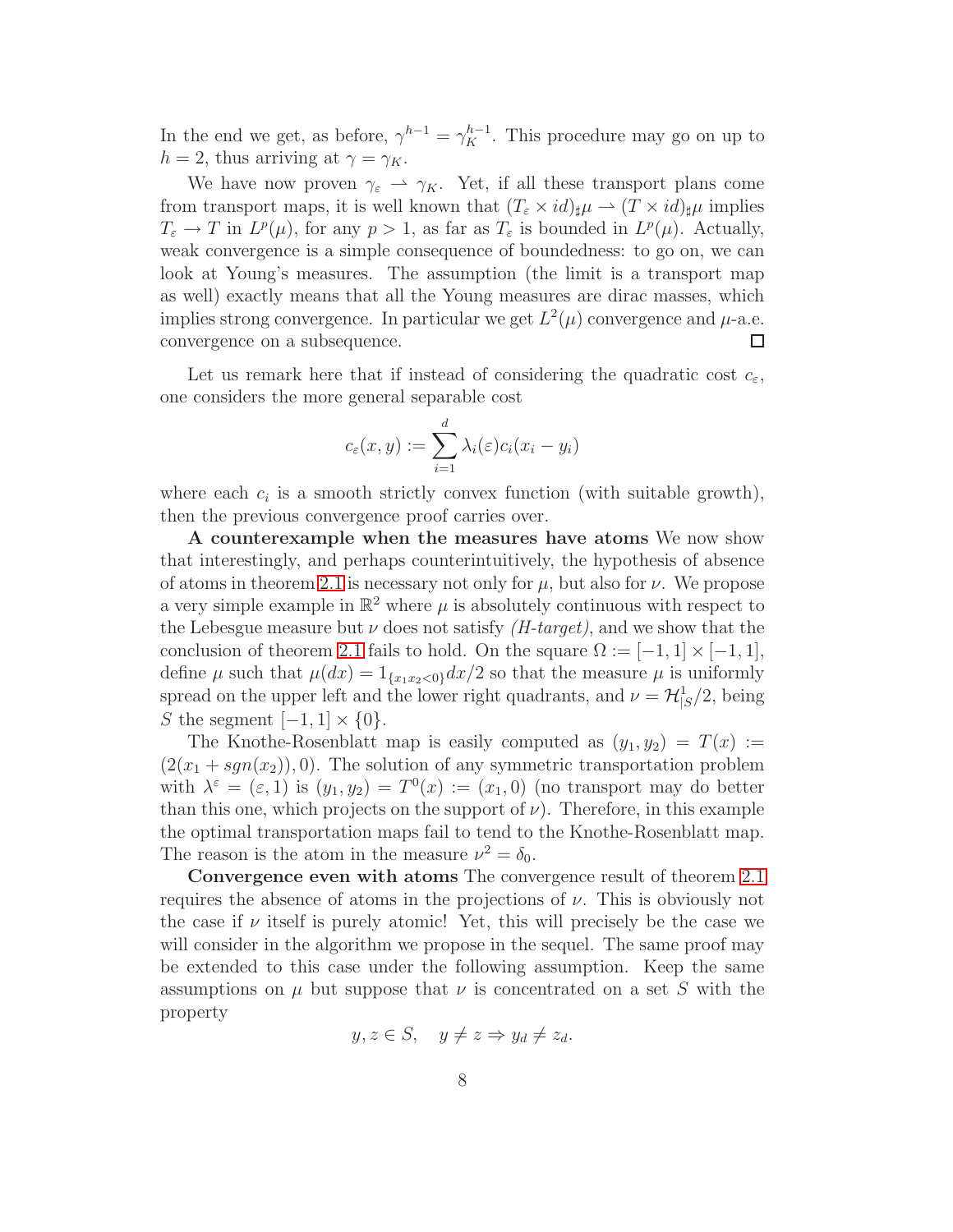In the end we get, as before, $\gamma^{h-1} = \gamma_K^{h-1}$. This procedure may go on up to $h = 2$, thus arriving at $\gamma = \gamma_K$.

We have now proven $\gamma_\varepsilon \rightharpoonup \gamma_K$. Yet, if all these transport plans come from transport maps, it is well known that $(T_\varepsilon \times id)_\sharp\mu \rightharpoonup (T \times id)_\sharp\mu$ implies $T_\varepsilon \to T$ in $L^p(\mu)$, for any $p > 1$, as far as $T_\varepsilon$ is bounded in $L^p(\mu)$. Actually, weak convergence is a simple consequence of boundedness: to go on, we can look at Young's measures. The assumption (the limit is a transport map as well) exactly means that all the Young measures are dirac masses, which implies strong convergence. In particular we get $L^2(\mu)$ convergence and $\mu$-a.e. convergence on a subsequence. □

Let us remark here that if instead of considering the quadratic cost $c_\varepsilon$, one considers the more general separable cost

$$c_\varepsilon(x, y) := \sum_{i=1}^{d} \lambda_i(\varepsilon) c_i(x_i - y_i)$$

where each $c_i$ is a smooth strictly convex function (with suitable growth), then the previous convergence proof carries over.

**A counterexample when the measures have atoms** We now show that interestingly, and perhaps counterintuitively, the hypothesis of absence of atoms in theorem 2.1 is necessary not only for $\mu$, but also for $\nu$. We propose a very simple example in $\mathbb{R}^2$ where $\mu$ is absolutely continuous with respect to the Lebesgue measure but $\nu$ does not satisfy *(H-target)*, and we show that the conclusion of theorem 2.1 fails to hold. On the square $\Omega := [-1, 1] \times [-1, 1]$, define $\mu$ such that $\mu(dx) = 1_{\{x_1 x_2 < 0\}} dx/2$ so that the measure $\mu$ is uniformly spread on the upper left and the lower right quadrants, and $\nu = \mathcal{H}^1_{|S}/2$, being $S$ the segment $[-1, 1] \times \{0\}$.

The Knothe-Rosenblatt map is easily computed as $(y_1, y_2) = T(x) := (2(x_1 + sgn(x_2)), 0)$. The solution of any symmetric transportation problem with $\lambda^\varepsilon = (\varepsilon, 1)$ is $(y_1, y_2) = T^0(x) := (x_1, 0)$ (no transport may do better than this one, which projects on the support of $\nu$). Therefore, in this example the optimal transportation maps fail to tend to the Knothe-Rosenblatt map. The reason is the atom in the measure $\nu^2 = \delta_0$.

**Convergence even with atoms** The convergence result of theorem 2.1 requires the absence of atoms in the projections of $\nu$. This is obviously not the case if $\nu$ itself is purely atomic! Yet, this will precisely be the case we will consider in the algorithm we propose in the sequel. The same proof may be extended to this case under the following assumption. Keep the same assumptions on $\mu$ but suppose that $\nu$ is concentrated on a set $S$ with the property

$$y, z \in S, \quad y \neq z \Rightarrow y_d \neq z_d.$$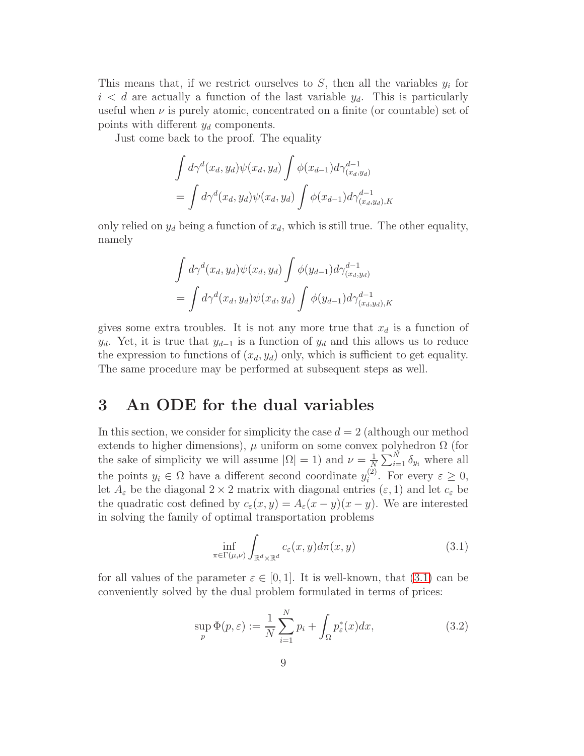This means that, if we restrict ourselves to $S$, then all the variables $y_i$ for $i < d$ are actually a function of the last variable $y_d$. This is particularly useful when $\nu$ is purely atomic, concentrated on a finite (or countable) set of points with different $y_d$ components.

Just come back to the proof. The equality

$$
\begin{aligned}
&\int d\gamma^d(x_d, y_d)\psi(x_d, y_d) \int \phi(x_{d-1}) d\gamma^{d-1}_{(x_d,y_d)} \\
&= \int d\gamma^d(x_d, y_d)\psi(x_d, y_d) \int \phi(x_{d-1}) d\gamma^{d-1}_{(x_d,y_d),K}
\end{aligned}
$$

only relied on $y_d$ being a function of $x_d$, which is still true. The other equality, namely

$$
\begin{aligned}
&\int d\gamma^d(x_d, y_d)\psi(x_d, y_d) \int \phi(y_{d-1}) d\gamma^{d-1}_{(x_d,y_d)} \\
&= \int d\gamma^d(x_d, y_d)\psi(x_d, y_d) \int \phi(y_{d-1}) d\gamma^{d-1}_{(x_d,y_d),K}
\end{aligned}
$$

gives some extra troubles. It is not any more true that $x_d$ is a function of $y_d$. Yet, it is true that $y_{d-1}$ is a function of $y_d$ and this allows us to reduce the expression to functions of $(x_d, y_d)$ only, which is sufficient to get equality. The same procedure may be performed at subsequent steps as well.

# 3 An ODE for the dual variables

In this section, we consider for simplicity the case $d = 2$ (although our method extends to higher dimensions), $\mu$ uniform on some convex polyhedron $\Omega$ (for the sake of simplicity we will assume $|\Omega| = 1$) and $\nu = \frac{1}{N}\sum_{i=1}^{N} \delta_{y_i}$ where all the points $y_i \in \Omega$ have a different second coordinate $y_i^{(2)}$. For every $\varepsilon \geq 0$, let $A_\varepsilon$ be the diagonal $2 \times 2$ matrix with diagonal entries $(\varepsilon, 1)$ and let $c_\varepsilon$ be the quadratic cost defined by $c_\varepsilon(x, y) = A_\varepsilon(x - y)(x - y)$. We are interested in solving the family of optimal transportation problems

$$
\inf_{\pi \in \Gamma(\mu,\nu)} \int_{\mathbb{R}^d \times \mathbb{R}^d} c_\varepsilon(x, y) d\pi(x, y) \tag{3.1}
$$

for all values of the parameter $\varepsilon \in [0, 1]$. It is well-known, that (3.1) can be conveniently solved by the dual problem formulated in terms of prices:

$$
\sup_p \Phi(p, \varepsilon) := \frac{1}{N} \sum_{i=1}^{N} p_i + \int_\Omega p^*_\varepsilon(x) dx, \tag{3.2}
$$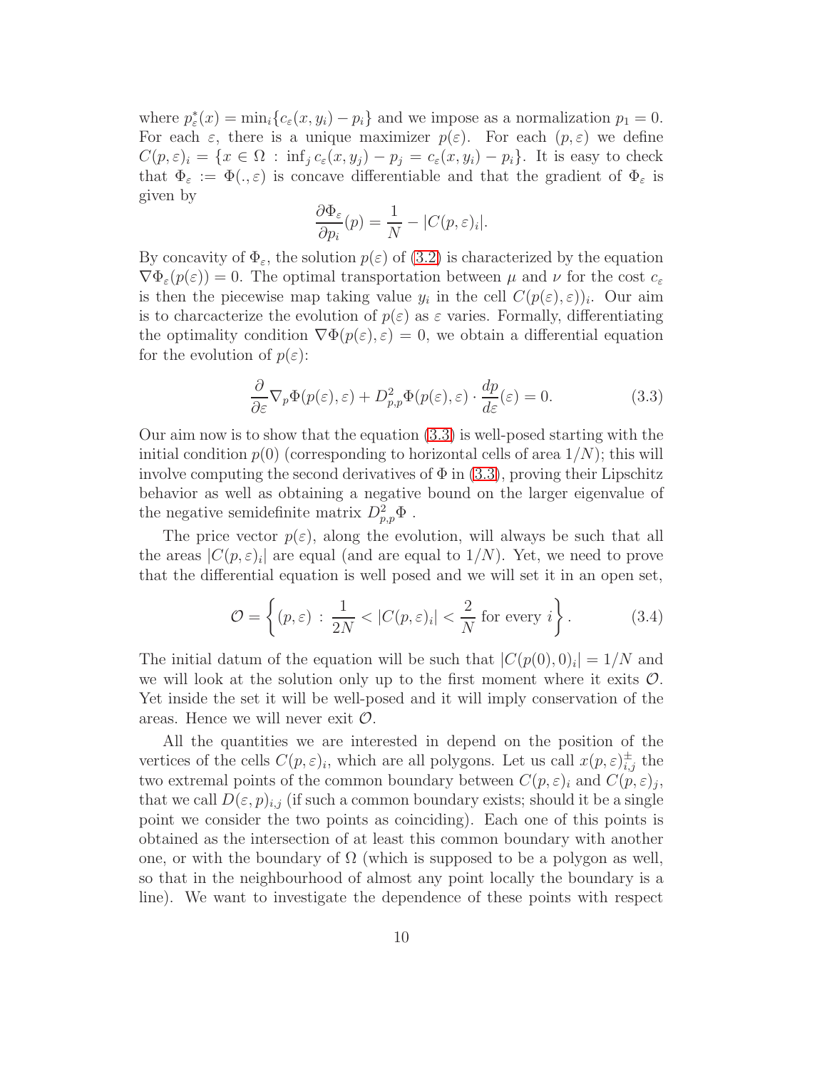where $p^*_\varepsilon(x) = \min_i\{c_\varepsilon(x, y_i) - p_i\}$ and we impose as a normalization $p_1 = 0$. For each $\varepsilon$, there is a unique maximizer $p(\varepsilon)$. For each $(p, \varepsilon)$ we define $C(p, \varepsilon)_i = \{x \in \Omega \, : \, \inf_j c_\varepsilon(x, y_j) - p_j = c_\varepsilon(x, y_i) - p_i\}$. It is easy to check that $\Phi_\varepsilon := \Phi(., \varepsilon)$ is concave differentiable and that the gradient of $\Phi_\varepsilon$ is given by

$$\frac{\partial \Phi_\varepsilon}{\partial p_i}(p) = \frac{1}{N} - |C(p, \varepsilon)_i|.$$

By concavity of $\Phi_\varepsilon$, the solution $p(\varepsilon)$ of (3.2) is characterized by the equation $\nabla\Phi_\varepsilon(p(\varepsilon)) = 0$. The optimal transportation between $\mu$ and $\nu$ for the cost $c_\varepsilon$ is then the piecewise map taking value $y_i$ in the cell $C(p(\varepsilon), \varepsilon))_i$. Our aim is to charcacterize the evolution of $p(\varepsilon)$ as $\varepsilon$ varies. Formally, differentiating the optimality condition $\nabla\Phi(p(\varepsilon), \varepsilon) = 0$, we obtain a differential equation for the evolution of $p(\varepsilon)$:

$$\frac{\partial}{\partial \varepsilon}\nabla_p \Phi(p(\varepsilon), \varepsilon) + D^2_{p,p}\Phi(p(\varepsilon), \varepsilon) \cdot \frac{dp}{d\varepsilon}(\varepsilon) = 0. \tag{3.3}$$

Our aim now is to show that the equation (3.3) is well-posed starting with the initial condition $p(0)$ (corresponding to horizontal cells of area $1/N$); this will involve computing the second derivatives of $\Phi$ in (3.3), proving their Lipschitz behavior as well as obtaining a negative bound on the larger eigenvalue of the negative semidefinite matrix $D^2_{p,p}\Phi$ .

The price vector $p(\varepsilon)$, along the evolution, will always be such that all the areas $|C(p, \varepsilon)_i|$ are equal (and are equal to $1/N$). Yet, we need to prove that the differential equation is well posed and we will set it in an open set,

$$\mathcal{O} = \left\{(p, \varepsilon) \, : \, \frac{1}{2N} < |C(p, \varepsilon)_i| < \frac{2}{N} \text{ for every } i\right\}. \tag{3.4}$$

The initial datum of the equation will be such that $|C(p(0), 0)_i| = 1/N$ and we will look at the solution only up to the first moment where it exits $\mathcal{O}$. Yet inside the set it will be well-posed and it will imply conservation of the areas. Hence we will never exit $\mathcal{O}$.

All the quantities we are interested in depend on the position of the vertices of the cells $C(p, \varepsilon)_i$, which are all polygons. Let us call $x(p, \varepsilon)^\pm_{i,j}$ the two extremal points of the common boundary between $C(p, \varepsilon)_i$ and $C(p, \varepsilon)_j$, that we call $D(\varepsilon, p)_{i,j}$ (if such a common boundary exists; should it be a single point we consider the two points as coinciding). Each one of this points is obtained as the intersection of at least this common boundary with another one, or with the boundary of $\Omega$ (which is supposed to be a polygon as well, so that in the neighbourhood of almost any point locally the boundary is a line). We want to investigate the dependence of these points with respect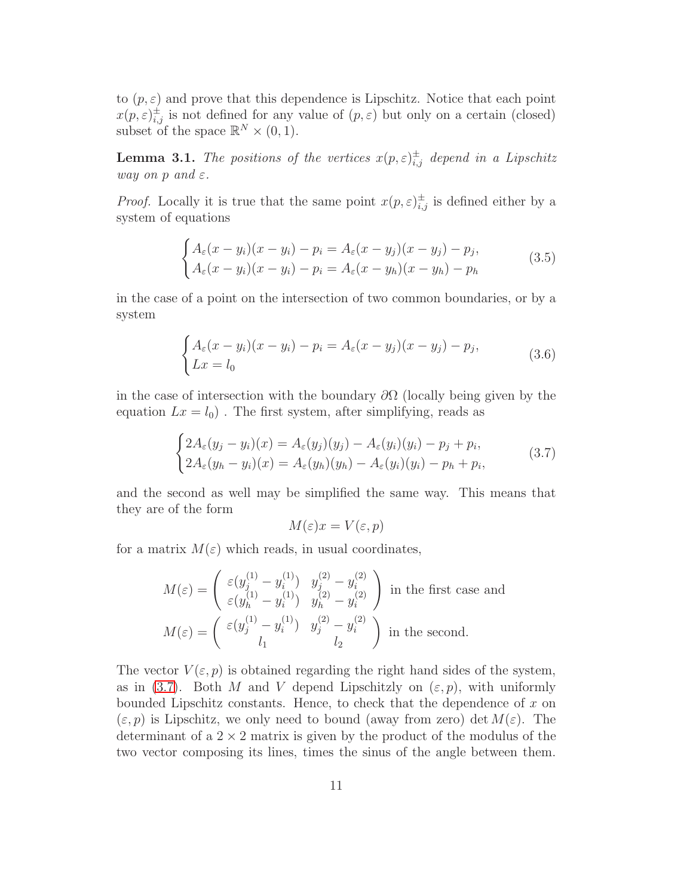to $(p, \varepsilon)$ and prove that this dependence is Lipschitz. Notice that each point $x(p, \varepsilon)^{\pm}_{i,j}$ is not defined for any value of $(p, \varepsilon)$ but only on a certain (closed) subset of the space $\mathbb{R}^N \times (0, 1)$.

**Lemma 3.1.** *The positions of the vertices $x(p, \varepsilon)^{\pm}_{i,j}$ depend in a Lipschitz way on $p$ and $\varepsilon$.*

*Proof.* Locally it is true that the same point $x(p, \varepsilon)^{\pm}_{i,j}$ is defined either by a system of equations

$$
\begin{cases} A_\varepsilon(x - y_i)(x - y_i) - p_i = A_\varepsilon(x - y_j)(x - y_j) - p_j, \\ A_\varepsilon(x - y_i)(x - y_i) - p_i = A_\varepsilon(x - y_h)(x - y_h) - p_h \end{cases} \tag{3.5}
$$

in the case of a point on the intersection of two common boundaries, or by a system

$$
\begin{cases} A_\varepsilon(x - y_i)(x - y_i) - p_i = A_\varepsilon(x - y_j)(x - y_j) - p_j, \\ Lx = l_0 \end{cases} \tag{3.6}
$$

in the case of intersection with the boundary $\partial\Omega$ (locally being given by the equation $Lx = l_0$) . The first system, after simplifying, reads as

$$
\begin{cases} 2A_\varepsilon(y_j - y_i)(x) = A_\varepsilon(y_j)(y_j) - A_\varepsilon(y_i)(y_i) - p_j + p_i, \\ 2A_\varepsilon(y_h - y_i)(x) = A_\varepsilon(y_h)(y_h) - A_\varepsilon(y_i)(y_i) - p_h + p_i, \end{cases} \tag{3.7}
$$

and the second as well may be simplified the same way. This means that they are of the form

$$
M(\varepsilon)x = V(\varepsilon, p)
$$

for a matrix $M(\varepsilon)$ which reads, in usual coordinates,

$$
M(\varepsilon) = \begin{pmatrix} \varepsilon(y_j^{(1)} - y_i^{(1)}) & y_j^{(2)} - y_i^{(2)} \\ \varepsilon(y_h^{(1)} - y_i^{(1)}) & y_h^{(2)} - y_i^{(2)} \end{pmatrix} \text{ in the first case and}
$$

$$
M(\varepsilon) = \begin{pmatrix} \varepsilon(y_j^{(1)} - y_i^{(1)}) & y_j^{(2)} - y_i^{(2)} \\ l_1 & l_2 \end{pmatrix} \text{ in the second.}
$$

The vector $V(\varepsilon, p)$ is obtained regarding the right hand sides of the system, as in (3.7). Both $M$ and $V$ depend Lipschitzly on $(\varepsilon, p)$, with uniformly bounded Lipschitz constants. Hence, to check that the dependence of $x$ on $(\varepsilon, p)$ is Lipschitz, we only need to bound (away from zero) $\det M(\varepsilon)$. The determinant of a $2 \times 2$ matrix is given by the product of the modulus of the two vector composing its lines, times the sinus of the angle between them.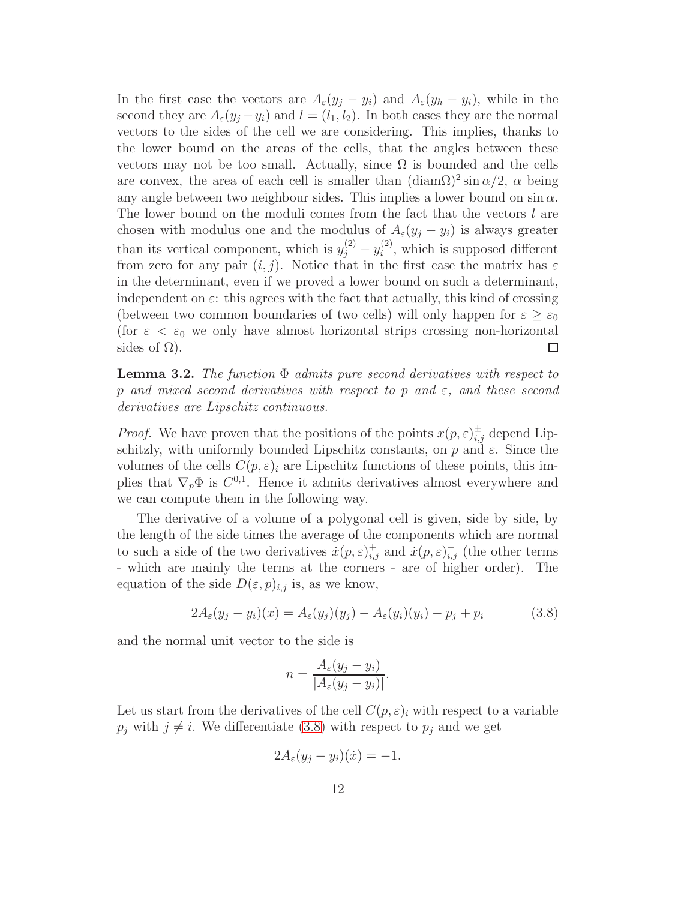In the first case the vectors are $A_\varepsilon(y_j - y_i)$ and $A_\varepsilon(y_h - y_i)$, while in the second they are $A_\varepsilon(y_j - y_i)$ and $l = (l_1, l_2)$. In both cases they are the normal vectors to the sides of the cell we are considering. This implies, thanks to the lower bound on the areas of the cells, that the angles between these vectors may not be too small. Actually, since $\Omega$ is bounded and the cells are convex, the area of each cell is smaller than $(\mathrm{diam}\Omega)^2 \sin\alpha/2$, $\alpha$ being any angle between two neighbour sides. This implies a lower bound on $\sin\alpha$. The lower bound on the moduli comes from the fact that the vectors $l$ are chosen with modulus one and the modulus of $A_\varepsilon(y_j - y_i)$ is always greater than its vertical component, which is $y_j^{(2)} - y_i^{(2)}$, which is supposed different from zero for any pair $(i, j)$. Notice that in the first case the matrix has $\varepsilon$ in the determinant, even if we proved a lower bound on such a determinant, independent on $\varepsilon$: this agrees with the fact that actually, this kind of crossing (between two common boundaries of two cells) will only happen for $\varepsilon \geq \varepsilon_0$ (for $\varepsilon < \varepsilon_0$ we only have almost horizontal strips crossing non-horizontal sides of $\Omega$). □

**Lemma 3.2.** *The function $\Phi$ admits pure second derivatives with respect to $p$ and mixed second derivatives with respect to $p$ and $\varepsilon$, and these second derivatives are Lipschitz continuous.*

*Proof.* We have proven that the positions of the points $x(p,\varepsilon)^{\pm}_{i,j}$ depend Lipschitzly, with uniformly bounded Lipschitz constants, on $p$ and $\varepsilon$. Since the volumes of the cells $C(p,\varepsilon)_i$ are Lipschitz functions of these points, this implies that $\nabla_p \Phi$ is $C^{0,1}$. Hence it admits derivatives almost everywhere and we can compute them in the following way.

The derivative of a volume of a polygonal cell is given, side by side, by the length of the side times the average of the components which are normal to such a side of the two derivatives $\dot{x}(p,\varepsilon)^{+}_{i,j}$ and $\dot{x}(p,\varepsilon)^{-}_{i,j}$ (the other terms - which are mainly the terms at the corners - are of higher order). The equation of the side $D(\varepsilon, p)_{i,j}$ is, as we know,

$$2A_\varepsilon(y_j - y_i)(x) = A_\varepsilon(y_j)(y_j) - A_\varepsilon(y_i)(y_i) - p_j + p_i \tag{3.8}$$

and the normal unit vector to the side is

$$n = \frac{A_\varepsilon(y_j - y_i)}{|A_\varepsilon(y_j - y_i)|}.$$

Let us start from the derivatives of the cell $C(p,\varepsilon)_i$ with respect to a variable $p_j$ with $j \neq i$. We differentiate (3.8) with respect to $p_j$ and we get

$$2A_\varepsilon(y_j - y_i)(\dot{x}) = -1.$$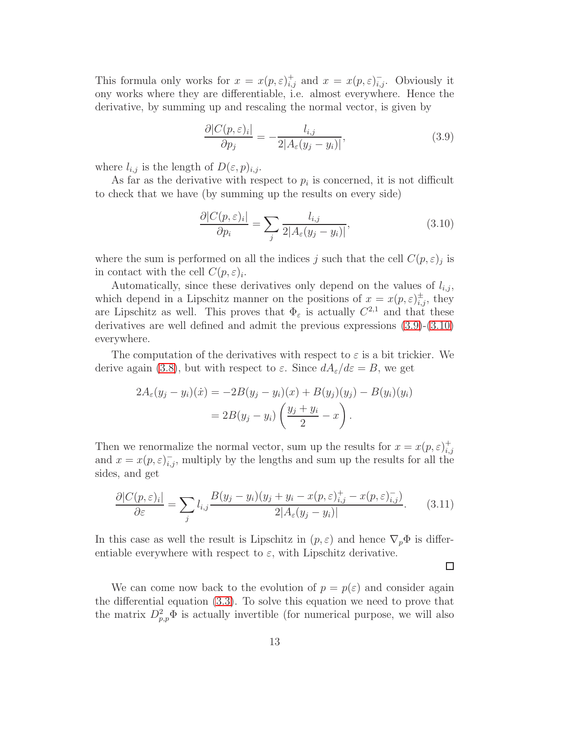This formula only works for $x = x(p, \varepsilon)^+_{i,j}$ and $x = x(p, \varepsilon)^-_{i,j}$. Obviously it ony works where they are differentiable, i.e. almost everywhere. Hence the derivative, by summing up and rescaling the normal vector, is given by

$$\frac{\partial |C(p, \varepsilon)_i|}{\partial p_j} = -\frac{l_{i,j}}{2|A_\varepsilon(y_j - y_i)|}, \tag{3.9}$$

where $l_{i,j}$ is the length of $D(\varepsilon, p)_{i,j}$.

As far as the derivative with respect to $p_i$ is concerned, it is not difficult to check that we have (by summing up the results on every side)

$$\frac{\partial |C(p, \varepsilon)_i|}{\partial p_i} = \sum_j \frac{l_{i,j}}{2|A_\varepsilon(y_j - y_i)|}, \tag{3.10}$$

where the sum is performed on all the indices $j$ such that the cell $C(p, \varepsilon)_j$ is in contact with the cell $C(p, \varepsilon)_i$.

Automatically, since these derivatives only depend on the values of $l_{i,j}$, which depend in a Lipschitz manner on the positions of $x = x(p, \varepsilon)^\pm_{i,j}$, they are Lipschitz as well. This proves that $\Phi_\varepsilon$ is actually $C^{2,1}$ and that these derivatives are well defined and admit the previous expressions (3.9)-(3.10) everywhere.

The computation of the derivatives with respect to $\varepsilon$ is a bit trickier. We derive again (3.8), but with respect to $\varepsilon$. Since $dA_\varepsilon/d\varepsilon = B$, we get

$$\begin{aligned}
2A_\varepsilon(y_j - y_i)(\dot{x}) &= -2B(y_j - y_i)(x) + B(y_j)(y_j) - B(y_i)(y_i) \\
&= 2B(y_j - y_i)\left(\frac{y_j + y_i}{2} - x\right).
\end{aligned}$$

Then we renormalize the normal vector, sum up the results for $x = x(p, \varepsilon)^+_{i,j}$ and $x = x(p, \varepsilon)^-_{i,j}$, multiply by the lengths and sum up the results for all the sides, and get

$$\frac{\partial |C(p, \varepsilon)_i|}{\partial \varepsilon} = \sum_j l_{i,j} \frac{B(y_j - y_i)(y_j + y_i - x(p, \varepsilon)^+_{i,j} - x(p, \varepsilon)^-_{i,j})}{2|A_\varepsilon(y_j - y_i)|}. \tag{3.11}$$

In this case as well the result is Lipschitz in $(p, \varepsilon)$ and hence $\nabla_p \Phi$ is differentiable everywhere with respect to $\varepsilon$, with Lipschitz derivative.

□

We can come now back to the evolution of $p = p(\varepsilon)$ and consider again the differential equation (3.3). To solve this equation we need to prove that the matrix $D^2_{p,p}\Phi$ is actually invertible (for numerical purpose, we will also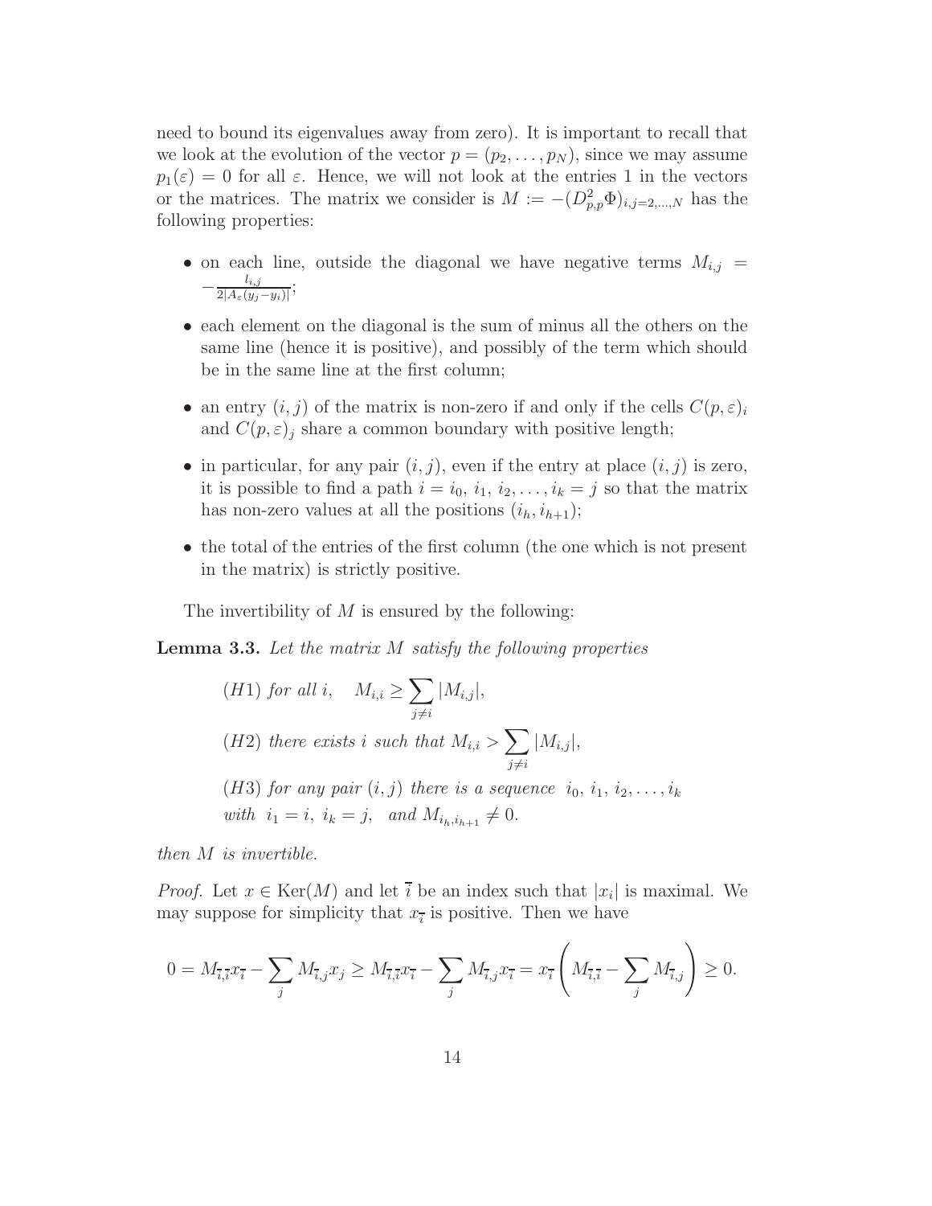need to bound its eigenvalues away from zero). It is important to recall that we look at the evolution of the vector $p = (p_2, \ldots, p_N)$, since we may assume $p_1(\varepsilon) = 0$ for all $\varepsilon$. Hence, we will not look at the entries 1 in the vectors or the matrices. The matrix we consider is $M := -(D^2_{p,p}\Phi)_{i,j=2,\ldots,N}$ has the following properties:

- on each line, outside the diagonal we have negative terms $M_{i,j} = -\frac{l_{i,j}}{2|A_\varepsilon(y_j - y_i)|}$;
- each element on the diagonal is the sum of minus all the others on the same line (hence it is positive), and possibly of the term which should be in the same line at the first column;
- an entry $(i, j)$ of the matrix is non-zero if and only if the cells $C(p, \varepsilon)_i$ and $C(p, \varepsilon)_j$ share a common boundary with positive length;
- in particular, for any pair $(i, j)$, even if the entry at place $(i, j)$ is zero, it is possible to find a path $i = i_0, i_1, i_2, \ldots, i_k = j$ so that the matrix has non-zero values at all the positions $(i_h, i_{h+1})$;
- the total of the entries of the first column (the one which is not present in the matrix) is strictly positive.

The invertibility of $M$ is ensured by the following:

**Lemma 3.3.** *Let the matrix $M$ satisfy the following properties*

$$
\begin{aligned}
&(H1) \text{ for all } i, \quad M_{i,i} \geq \sum_{j \neq i} |M_{i,j}|, \\
&(H2) \text{ there exists } i \text{ such that } M_{i,i} > \sum_{j \neq i} |M_{i,j}|, \\
&(H3) \text{ for any pair } (i,j) \text{ there is a sequence } i_0, i_1, i_2, \ldots, i_k \\
&\text{with } i_1 = i,\ i_k = j, \text{ and } M_{i_h, i_{h+1}} \neq 0.
\end{aligned}
$$

*then $M$ is invertible.*

*Proof.* Let $x \in \mathrm{Ker}(M)$ and let $\bar{i}$ be an index such that $|x_i|$ is maximal. We may suppose for simplicity that $x_{\bar{i}}$ is positive. Then we have

$$
0 = M_{\bar{i},\bar{i}} x_{\bar{i}} - \sum_j M_{\bar{i},j} x_j \geq M_{\bar{i},\bar{i}} x_{\bar{i}} - \sum_j M_{\bar{i},j} x_{\bar{i}} = x_{\bar{i}} \left( M_{\bar{i},\bar{i}} - \sum_j M_{\bar{i},j} \right) \geq 0.
$$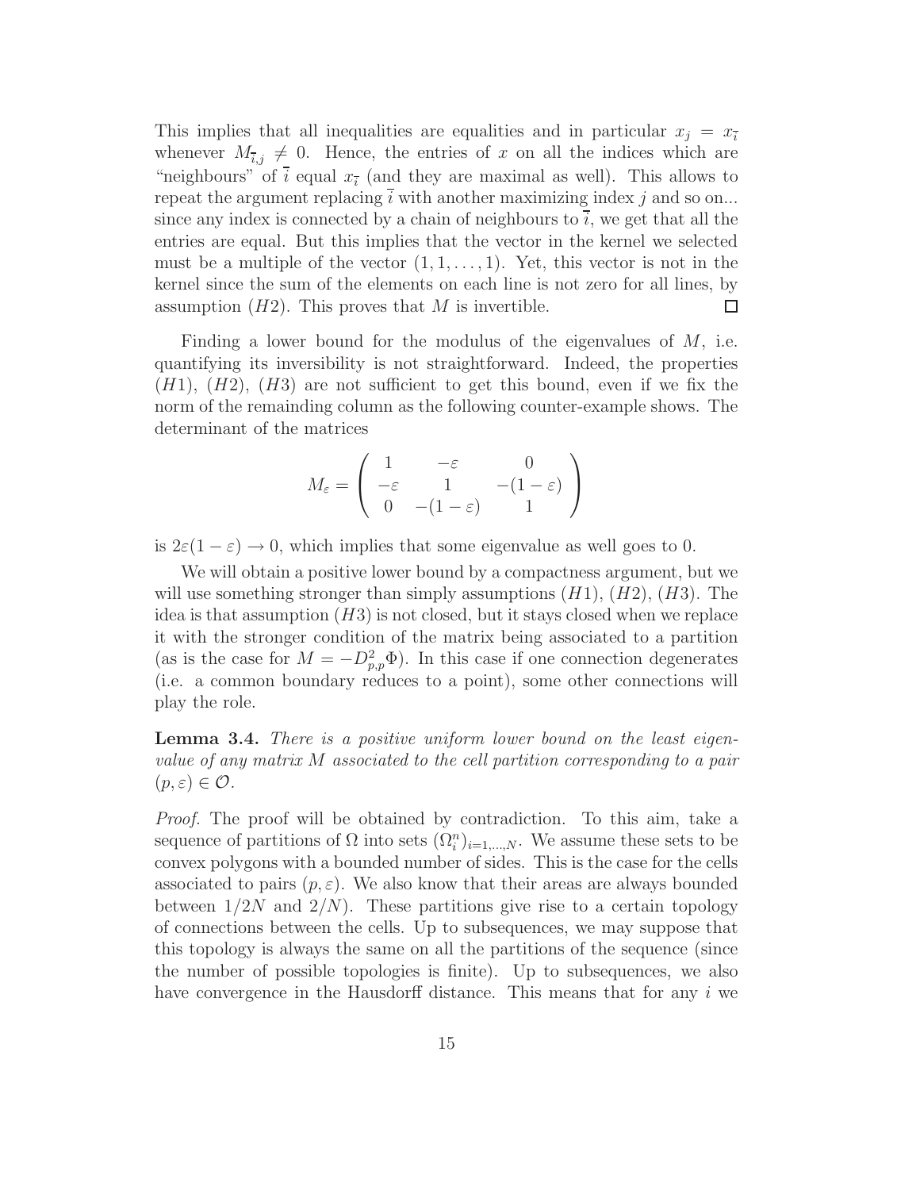This implies that all inequalities are equalities and in particular $x_j = x_{\bar{i}}$ whenever $M_{\bar{i},j} \neq 0$. Hence, the entries of $x$ on all the indices which are "neighbours" of $\bar{i}$ equal $x_{\bar{i}}$ (and they are maximal as well). This allows to repeat the argument replacing $\bar{i}$ with another maximizing index $j$ and so on... since any index is connected by a chain of neighbours to $\bar{i}$, we get that all the entries are equal. But this implies that the vector in the kernel we selected must be a multiple of the vector $(1, 1, \ldots, 1)$. Yet, this vector is not in the kernel since the sum of the elements on each line is not zero for all lines, by assumption $(H2)$. This proves that $M$ is invertible. $\square$

Finding a lower bound for the modulus of the eigenvalues of $M$, i.e. quantifying its inversibility is not straightforward. Indeed, the properties $(H1)$, $(H2)$, $(H3)$ are not sufficient to get this bound, even if we fix the norm of the remainding column as the following counter-example shows. The determinant of the matrices

$$M_\varepsilon = \begin{pmatrix} 1 & -\varepsilon & 0 \\ -\varepsilon & 1 & -(1-\varepsilon) \\ 0 & -(1-\varepsilon) & 1 \end{pmatrix}$$

is $2\varepsilon(1-\varepsilon) \to 0$, which implies that some eigenvalue as well goes to 0.

We will obtain a positive lower bound by a compactness argument, but we will use something stronger than simply assumptions $(H1)$, $(H2)$, $(H3)$. The idea is that assumption $(H3)$ is not closed, but it stays closed when we replace it with the stronger condition of the matrix being associated to a partition (as is the case for $M = -D^2_{p,p}\Phi$). In this case if one connection degenerates (i.e. a common boundary reduces to a point), some other connections will play the role.

**Lemma 3.4.** *There is a positive uniform lower bound on the least eigenvalue of any matrix $M$ associated to the cell partition corresponding to a pair $(p, \varepsilon) \in \mathcal{O}$.*

*Proof.* The proof will be obtained by contradiction. To this aim, take a sequence of partitions of $\Omega$ into sets $(\Omega_i^n)_{i=1,\ldots,N}$. We assume these sets to be convex polygons with a bounded number of sides. This is the case for the cells associated to pairs $(p, \varepsilon)$. We also know that their areas are always bounded between $1/2N$ and $2/N$). These partitions give rise to a certain topology of connections between the cells. Up to subsequences, we may suppose that this topology is always the same on all the partitions of the sequence (since the number of possible topologies is finite). Up to subsequences, we also have convergence in the Hausdorff distance. This means that for any $i$ we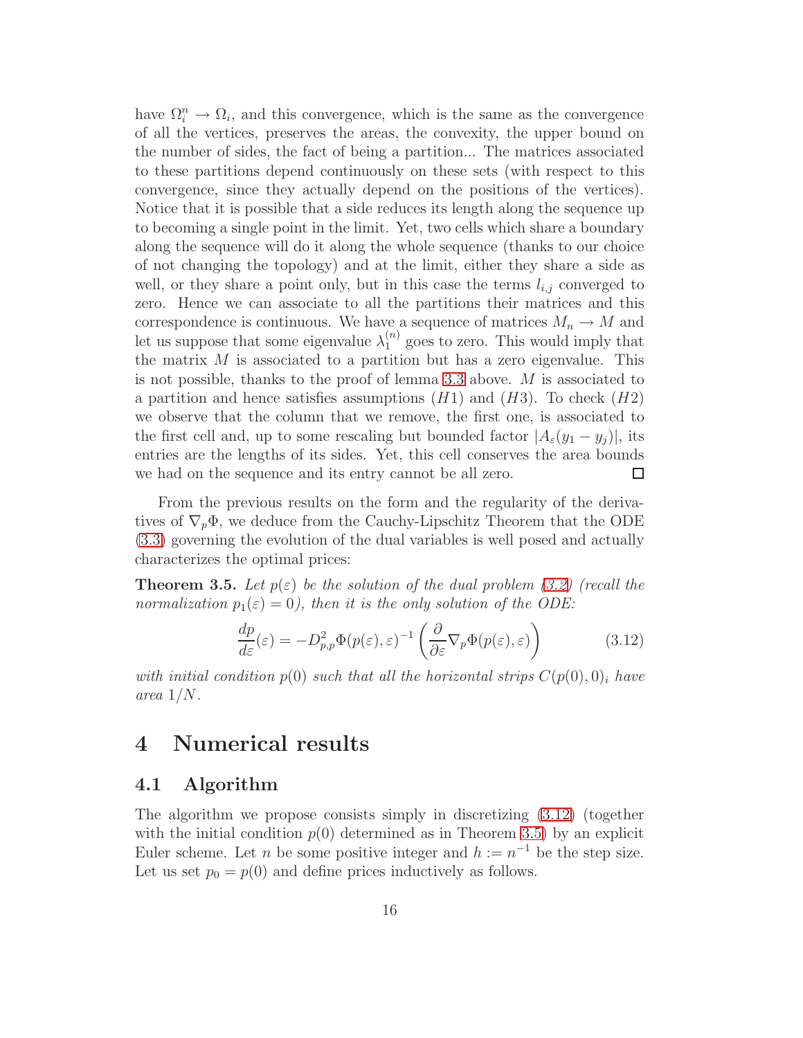have $\Omega_i^n \to \Omega_i$, and this convergence, which is the same as the convergence of all the vertices, preserves the areas, the convexity, the upper bound on the number of sides, the fact of being a partition... The matrices associated to these partitions depend continuously on these sets (with respect to this convergence, since they actually depend on the positions of the vertices). Notice that it is possible that a side reduces its length along the sequence up to becoming a single point in the limit. Yet, two cells which share a boundary along the sequence will do it along the whole sequence (thanks to our choice of not changing the topology) and at the limit, either they share a side as well, or they share a point only, but in this case the terms $l_{i,j}$ converged to zero. Hence we can associate to all the partitions their matrices and this correspondence is continuous. We have a sequence of matrices $M_n \to M$ and let us suppose that some eigenvalue $\lambda_1^{(n)}$ goes to zero. This would imply that the matrix $M$ is associated to a partition but has a zero eigenvalue. This is not possible, thanks to the proof of lemma 3.3 above. $M$ is associated to a partition and hence satisfies assumptions $(H1)$ and $(H3)$. To check $(H2)$ we observe that the column that we remove, the first one, is associated to the first cell and, up to some rescaling but bounded factor $|A_\varepsilon(y_1 - y_j)|$, its entries are the lengths of its sides. Yet, this cell conserves the area bounds we had on the sequence and its entry cannot be all zero. □

From the previous results on the form and the regularity of the derivatives of $\nabla_p \Phi$, we deduce from the Cauchy-Lipschitz Theorem that the ODE (3.3) governing the evolution of the dual variables is well posed and actually characterizes the optimal prices:

**Theorem 3.5.** *Let $p(\varepsilon)$ be the solution of the dual problem (3.2) (recall the normalization $p_1(\varepsilon) = 0$), then it is the only solution of the ODE:*

$$\frac{dp}{d\varepsilon}(\varepsilon) = -D^2_{p,p}\Phi(p(\varepsilon), \varepsilon)^{-1} \left( \frac{\partial}{\partial \varepsilon} \nabla_p \Phi(p(\varepsilon), \varepsilon) \right) \tag{3.12}$$

*with initial condition $p(0)$ such that all the horizontal strips $C(p(0), 0)_i$ have area $1/N$.*

# 4 Numerical results

## 4.1 Algorithm

The algorithm we propose consists simply in discretizing (3.12) (together with the initial condition $p(0)$ determined as in Theorem 3.5) by an explicit Euler scheme. Let $n$ be some positive integer and $h := n^{-1}$ be the step size. Let us set $p_0 = p(0)$ and define prices inductively as follows.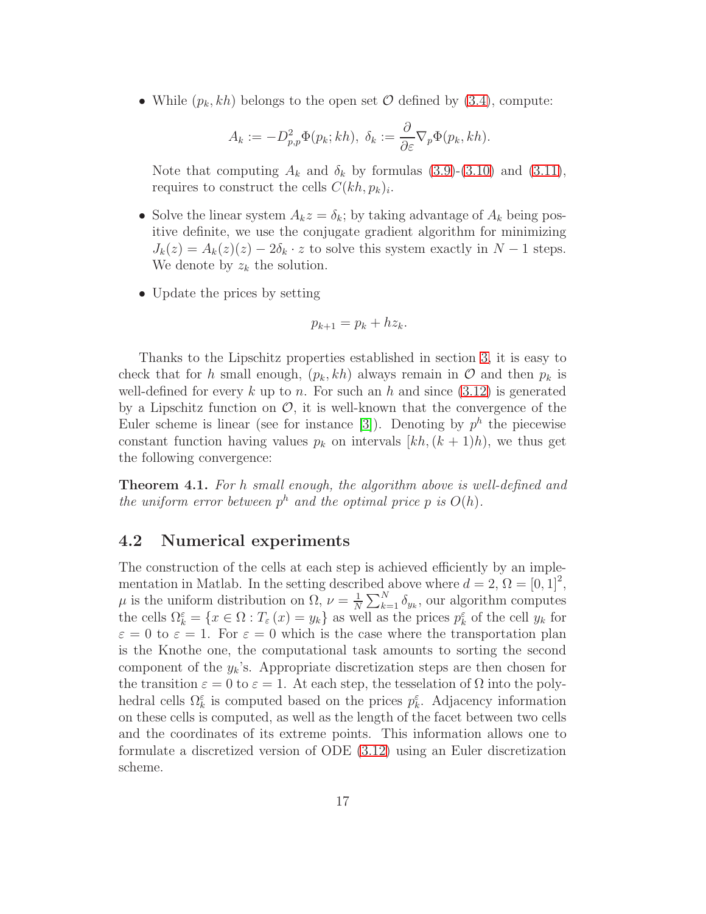- While $(p_k, kh)$ belongs to the open set $\mathcal{O}$ defined by (3.4), compute:

$$A_k := -D^2_{p,p}\Phi(p_k; kh),\ \delta_k := \frac{\partial}{\partial \varepsilon}\nabla_p \Phi(p_k, kh).$$

  Note that computing $A_k$ and $\delta_k$ by formulas (3.9)-(3.10) and (3.11), requires to construct the cells $C(kh, p_k)_i$.

- Solve the linear system $A_k z = \delta_k$; by taking advantage of $A_k$ being positive definite, we use the conjugate gradient algorithm for minimizing $J_k(z) = A_k(z)(z) - 2\delta_k \cdot z$ to solve this system exactly in $N-1$ steps. We denote by $z_k$ the solution.

- Update the prices by setting

$$p_{k+1} = p_k + h z_k.$$

Thanks to the Lipschitz properties established in section 3, it is easy to check that for $h$ small enough, $(p_k, kh)$ always remain in $\mathcal{O}$ and then $p_k$ is well-defined for every $k$ up to $n$. For such an $h$ and since (3.12) is generated by a Lipschitz function on $\mathcal{O}$, it is well-known that the convergence of the Euler scheme is linear (see for instance [3]). Denoting by $p^h$ the piecewise constant function having values $p_k$ on intervals $[kh, (k+1)h)$, we thus get the following convergence:

**Theorem 4.1.** *For $h$ small enough, the algorithm above is well-defined and the uniform error between $p^h$ and the optimal price $p$ is $O(h)$.*

## 4.2 Numerical experiments

The construction of the cells at each step is achieved efficiently by an implementation in Matlab. In the setting described above where $d = 2$, $\Omega = [0,1]^2$, $\mu$ is the uniform distribution on $\Omega$, $\nu = \frac{1}{N}\sum_{k=1}^{N} \delta_{y_k}$, our algorithm computes the cells $\Omega_k^\varepsilon = \{x \in \Omega : T_\varepsilon(x) = y_k\}$ as well as the prices $p_k^\varepsilon$ of the cell $y_k$ for $\varepsilon = 0$ to $\varepsilon = 1$. For $\varepsilon = 0$ which is the case where the transportation plan is the Knothe one, the computational task amounts to sorting the second component of the $y_k$'s. Appropriate discretization steps are then chosen for the transition $\varepsilon = 0$ to $\varepsilon = 1$. At each step, the tesselation of $\Omega$ into the polyhedral cells $\Omega_k^\varepsilon$ is computed based on the prices $p_k^\varepsilon$. Adjacency information on these cells is computed, as well as the length of the facet between two cells and the coordinates of its extreme points. This information allows one to formulate a discretized version of ODE (3.12) using an Euler discretization scheme.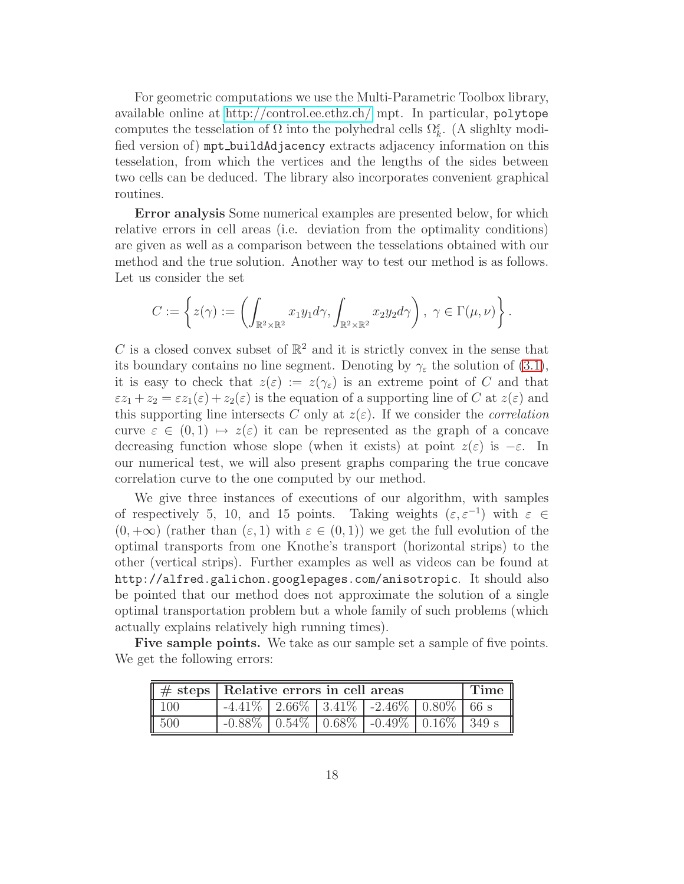For geometric computations we use the Multi-Parametric Toolbox library, available online at http://control.ee.ethz.ch/ mpt. In particular, `polytope` computes the tesselation of $\Omega$ into the polyhedral cells $\Omega_k^\varepsilon$. (A slighlty modified version of) `mpt_buildAdjacency` extracts adjacency information on this tesselation, from which the vertices and the lengths of the sides between two cells can be deduced. The library also incorporates convenient graphical routines.

**Error analysis** Some numerical examples are presented below, for which relative errors in cell areas (i.e. deviation from the optimality conditions) are given as well as a comparison between the tesselations obtained with our method and the true solution. Another way to test our method is as follows. Let us consider the set

$$C := \left\{ z(\gamma) := \left( \int_{\mathbb{R}^2\times\mathbb{R}^2} x_1 y_1 d\gamma, \int_{\mathbb{R}^2\times\mathbb{R}^2} x_2 y_2 d\gamma \right),\ \gamma \in \Gamma(\mu,\nu) \right\}.$$

$C$ is a closed convex subset of $\mathbb{R}^2$ and it is strictly convex in the sense that its boundary contains no line segment. Denoting by $\gamma_\varepsilon$ the solution of (3.1), it is easy to check that $z(\varepsilon) := z(\gamma_\varepsilon)$ is an extreme point of $C$ and that $\varepsilon z_1 + z_2 = \varepsilon z_1(\varepsilon) + z_2(\varepsilon)$ is the equation of a supporting line of $C$ at $z(\varepsilon)$ and this supporting line intersects $C$ only at $z(\varepsilon)$. If we consider the *correlation* curve $\varepsilon \in (0,1) \mapsto z(\varepsilon)$ it can be represented as the graph of a concave decreasing function whose slope (when it exists) at point $z(\varepsilon)$ is $-\varepsilon$. In our numerical test, we will also present graphs comparing the true concave correlation curve to the one computed by our method.

We give three instances of executions of our algorithm, with samples of respectively 5, 10, and 15 points. Taking weights $(\varepsilon, \varepsilon^{-1})$ with $\varepsilon \in (0,+\infty)$ (rather than $(\varepsilon, 1)$ with $\varepsilon \in (0,1)$) we get the full evolution of the optimal transports from one Knothe's transport (horizontal strips) to the other (vertical strips). Further examples as well as videos can be found at `http://alfred.galichon.googlepages.com/anisotropic`. It should also be pointed that our method does not approximate the solution of a single optimal transportation problem but a whole family of such problems (which actually explains relatively high running times).

**Five sample points.** We take as our sample set a sample of five points. We get the following errors:

| # steps | Relative errors in cell areas | | | | | Time |
|---|---|---|---|---|---|---|
| 100 | -4.41% | 2.66% | 3.41% | -2.46% | 0.80% | 66 s |
| 500 | -0.88% | 0.54% | 0.68% | -0.49% | 0.16% | 349 s |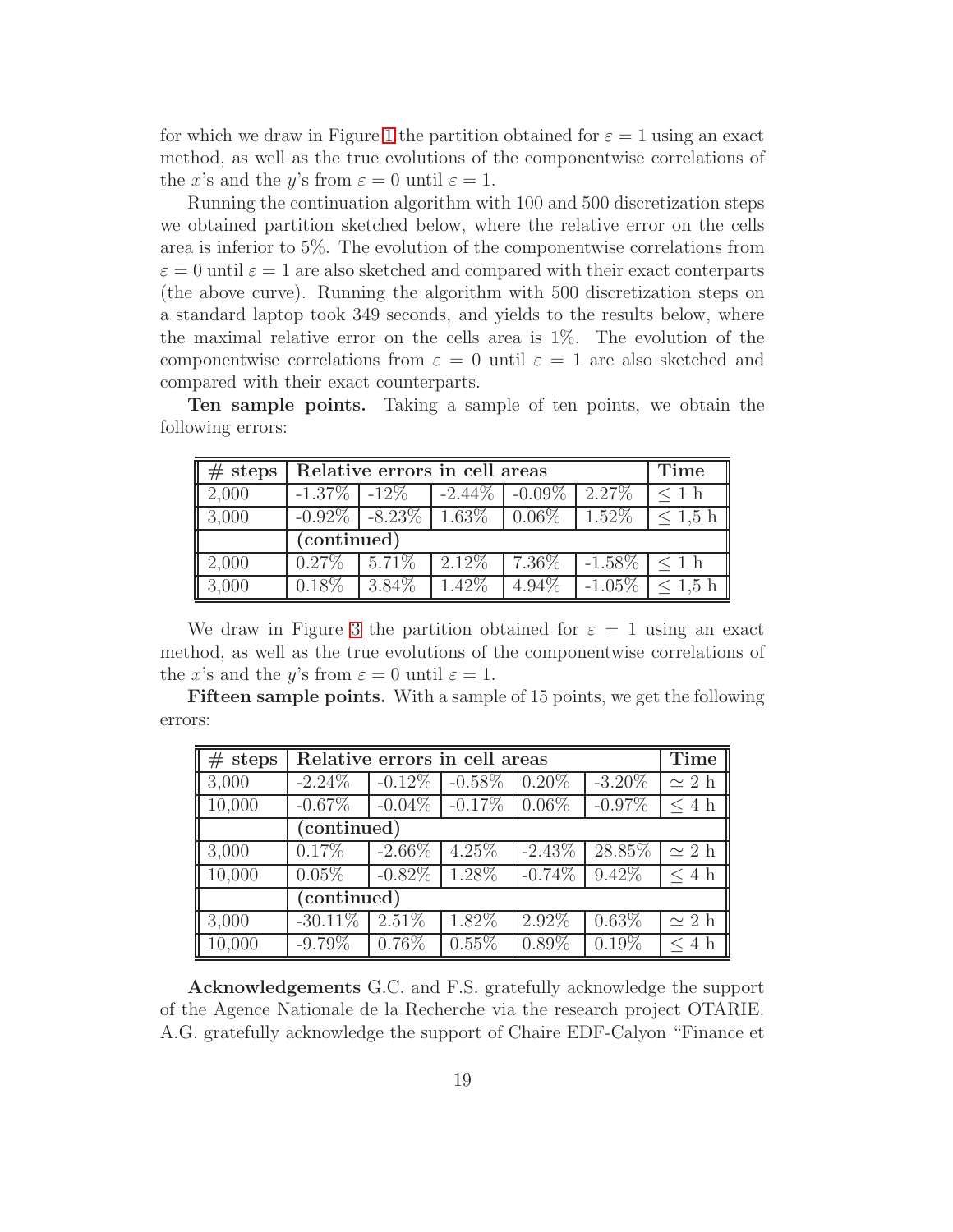for which we draw in Figure 1 the partition obtained for $\varepsilon = 1$ using an exact method, as well as the true evolutions of the componentwise correlations of the $x$'s and the $y$'s from $\varepsilon = 0$ until $\varepsilon = 1$.

Running the continuation algorithm with 100 and 500 discretization steps we obtained partition sketched below, where the relative error on the cells area is inferior to 5%. The evolution of the componentwise correlations from $\varepsilon = 0$ until $\varepsilon = 1$ are also sketched and compared with their exact conterparts (the above curve). Running the algorithm with 500 discretization steps on a standard laptop took 349 seconds, and yields to the results below, where the maximal relative error on the cells area is 1%. The evolution of the componentwise correlations from $\varepsilon = 0$ until $\varepsilon = 1$ are also sketched and compared with their exact counterparts.

**Ten sample points.** Taking a sample of ten points, we obtain the following errors:

| # steps | Relative errors in cell areas | | | | | Time |
|---|---|---|---|---|---|---|
| 2,000 | -1.37% | -12% | -2.44% | -0.09% | 2.27% | $\leq$ 1 h |
| 3,000 | -0.92% | -8.23% | 1.63% | 0.06% | 1.52% | $\leq$ 1,5 h |
| | **(continued)** | | | | | |
| 2,000 | 0.27% | 5.71% | 2.12% | 7.36% | -1.58% | $\leq$ 1 h |
| 3,000 | 0.18% | 3.84% | 1.42% | 4.94% | -1.05% | $\leq$ 1,5 h |

We draw in Figure 3 the partition obtained for $\varepsilon = 1$ using an exact method, as well as the true evolutions of the componentwise correlations of the $x$'s and the $y$'s from $\varepsilon = 0$ until $\varepsilon = 1$.

**Fifteen sample points.** With a sample of 15 points, we get the following errors:

| # steps | Relative errors in cell areas | | | | | Time |
|---|---|---|---|---|---|---|
| 3,000 | -2.24% | -0.12% | -0.58% | 0.20% | -3.20% | $\simeq$ 2 h |
| 10,000 | -0.67% | -0.04% | -0.17% | 0.06% | -0.97% | $\leq$ 4 h |
| | **(continued)** | | | | | |
| 3,000 | 0.17% | -2.66% | 4.25% | -2.43% | 28.85% | $\simeq$ 2 h |
| 10,000 | 0.05% | -0.82% | 1.28% | -0.74% | 9.42% | $\leq$ 4 h |
| | **(continued)** | | | | | |
| 3,000 | -30.11% | 2.51% | 1.82% | 2.92% | 0.63% | $\simeq$ 2 h |
| 10,000 | -9.79% | 0.76% | 0.55% | 0.89% | 0.19% | $\leq$ 4 h |

**Acknowledgements** G.C. and F.S. gratefully acknowledge the support of the Agence Nationale de la Recherche via the research project OTARIE. A.G. gratefully acknowledge the support of Chaire EDF-Calyon "Finance et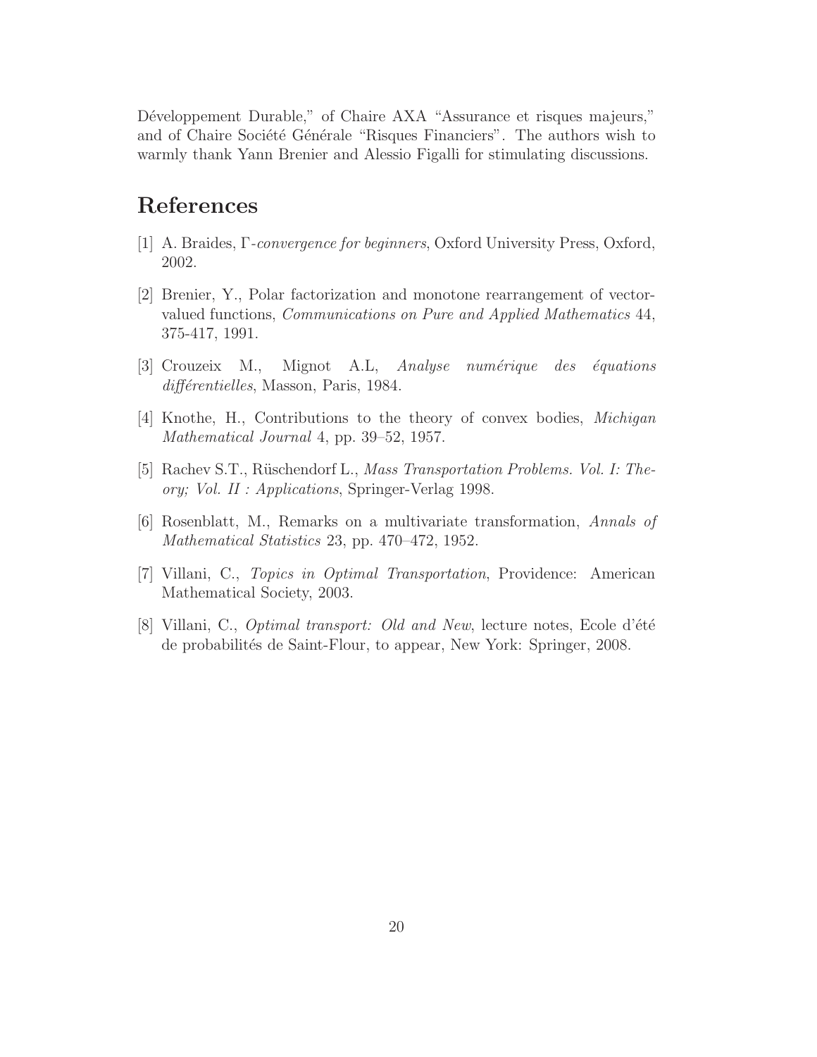Développement Durable," of Chaire AXA "Assurance et risques majeurs," and of Chaire Société Générale "Risques Financiers". The authors wish to warmly thank Yann Brenier and Alessio Figalli for stimulating discussions.

# References

[1] A. Braides, *Γ-convergence for beginners*, Oxford University Press, Oxford, 2002.

[2] Brenier, Y., Polar factorization and monotone rearrangement of vector-valued functions, *Communications on Pure and Applied Mathematics* 44, 375-417, 1991.

[3] Crouzeix M., Mignot A.L, *Analyse numérique des équations différentielles*, Masson, Paris, 1984.

[4] Knothe, H., Contributions to the theory of convex bodies, *Michigan Mathematical Journal* 4, pp. 39–52, 1957.

[5] Rachev S.T., Rüschendorf L., *Mass Transportation Problems. Vol. I: Theory; Vol. II : Applications*, Springer-Verlag 1998.

[6] Rosenblatt, M., Remarks on a multivariate transformation, *Annals of Mathematical Statistics* 23, pp. 470–472, 1952.

[7] Villani, C., *Topics in Optimal Transportation*, Providence: American Mathematical Society, 2003.

[8] Villani, C., *Optimal transport: Old and New*, lecture notes, Ecole d'été de probabilités de Saint-Flour, to appear, New York: Springer, 2008.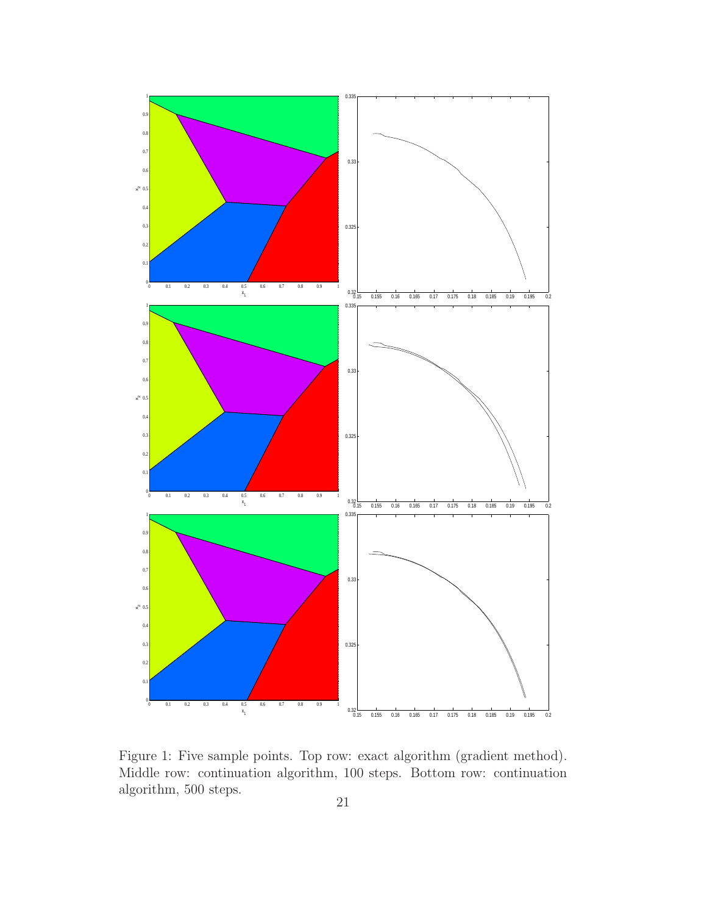Figure 1: Five sample points. Top row: exact algorithm (gradient method). Middle row: continuation algorithm, 100 steps. Bottom row: continuation algorithm, 500 steps.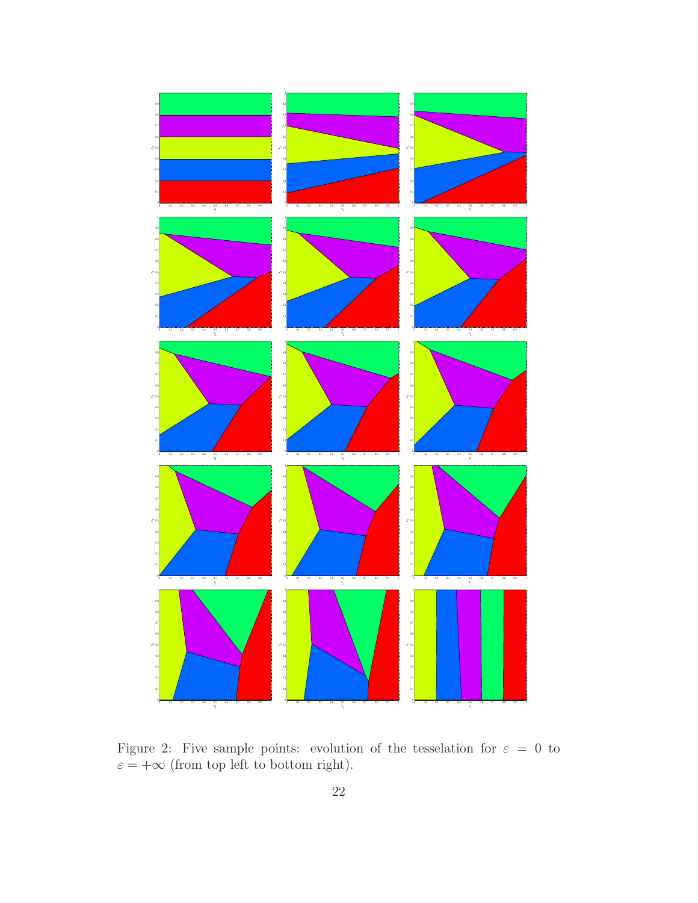Figure 2: Five sample points: evolution of the tesselation for $\varepsilon = 0$ to $\varepsilon = +\infty$ (from top left to bottom right).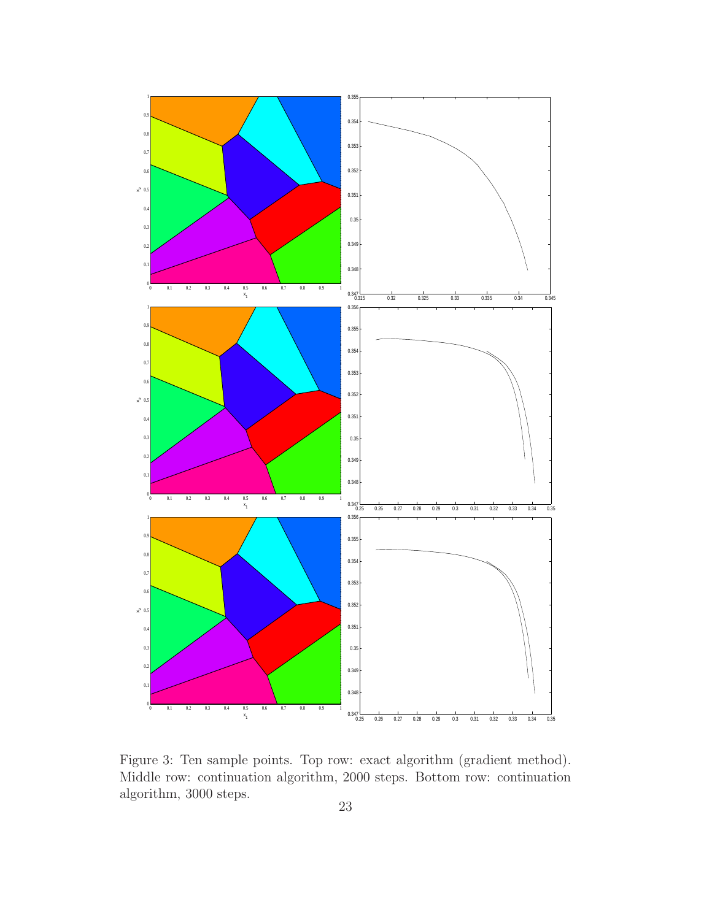Figure 3: Ten sample points. Top row: exact algorithm (gradient method). Middle row: continuation algorithm, 2000 steps. Bottom row: continuation algorithm, 3000 steps.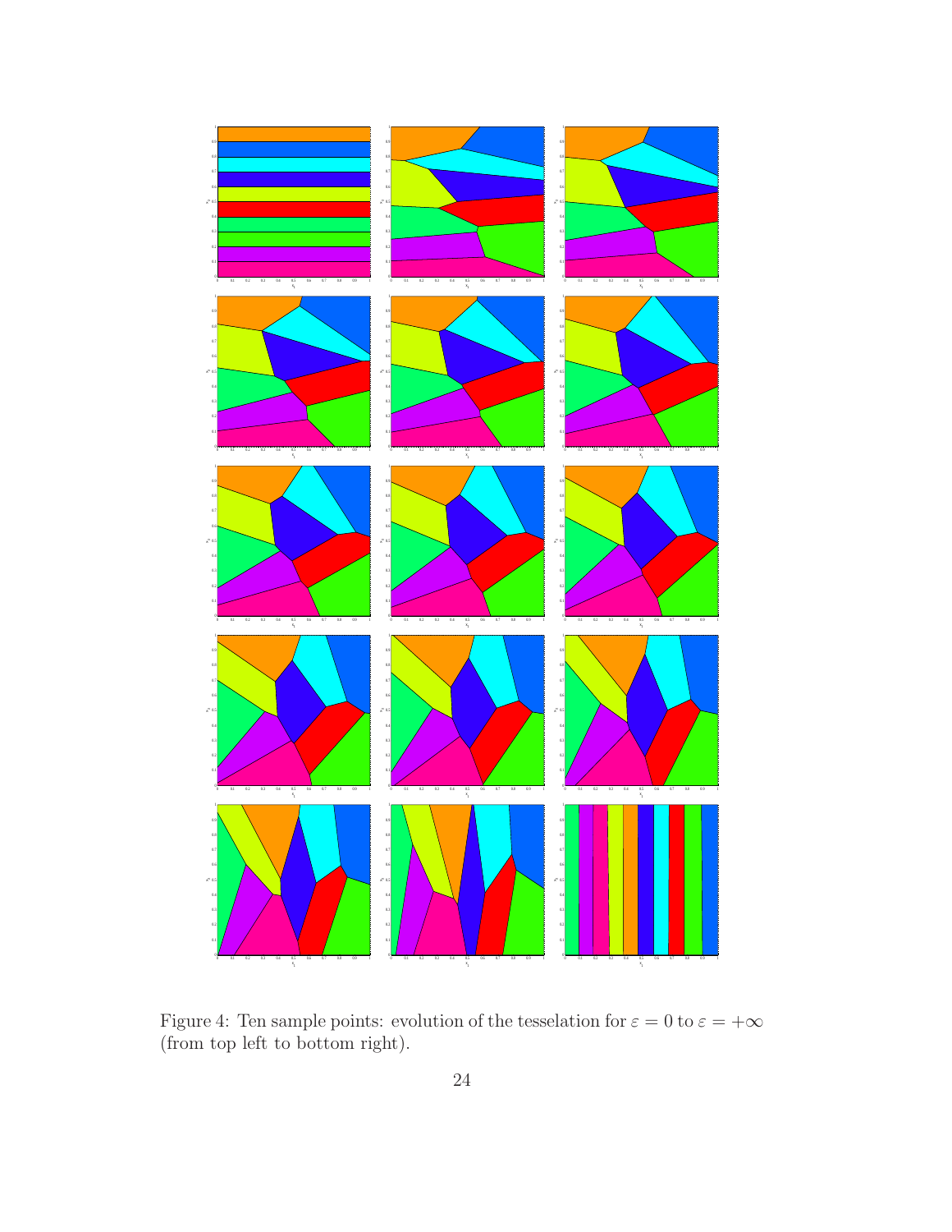Figure 4: Ten sample points: evolution of the tesselation for $\varepsilon = 0$ to $\varepsilon = +\infty$ (from top left to bottom right).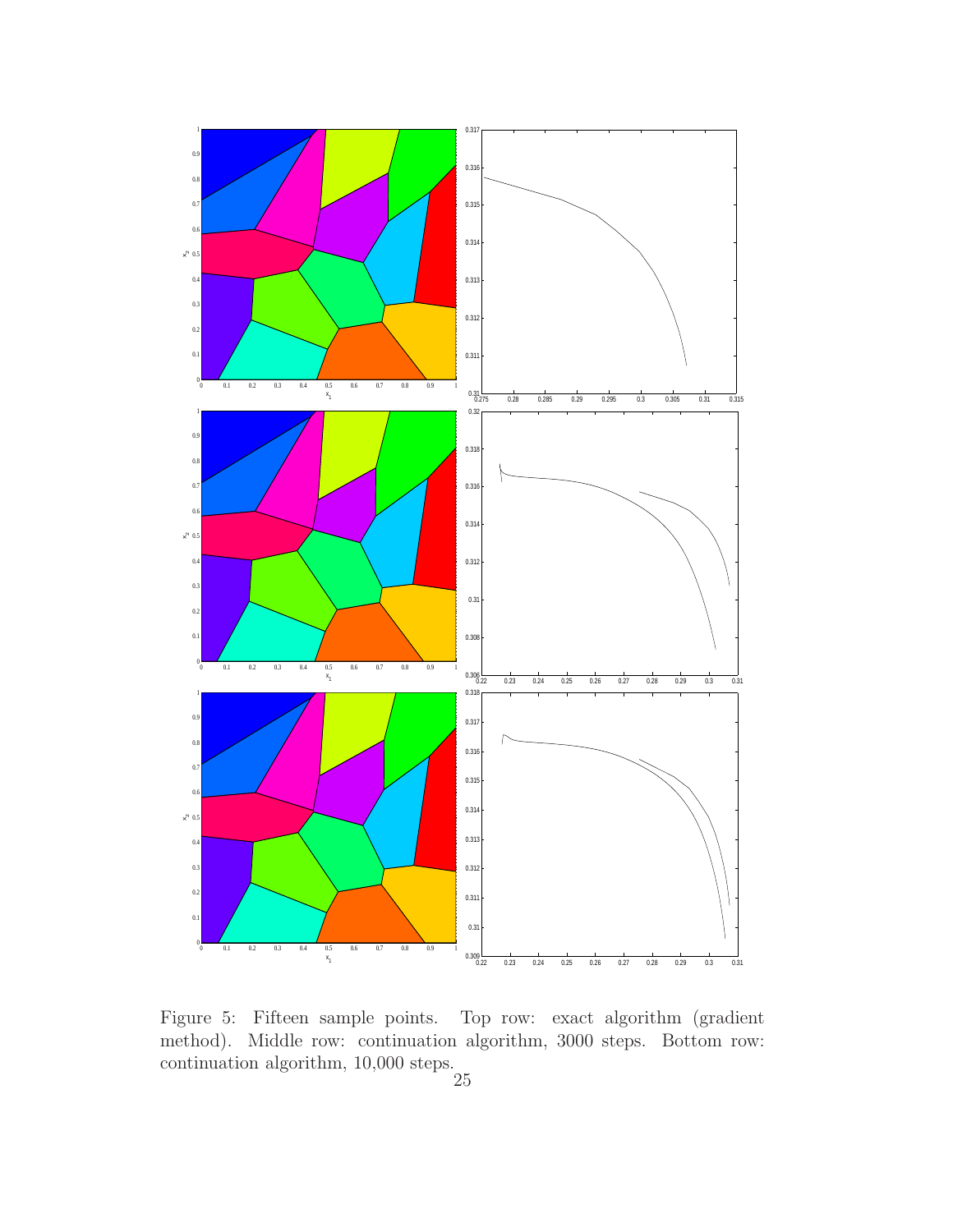Figure 5: Fifteen sample points. Top row: exact algorithm (gradient method). Middle row: continuation algorithm, 3000 steps. Bottom row: continuation algorithm, 10,000 steps.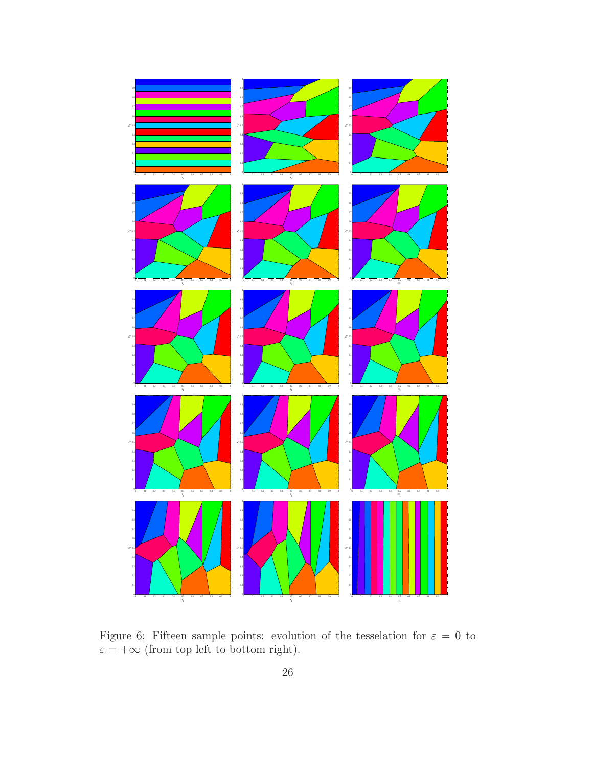Figure 6: Fifteen sample points: evolution of the tesselation for $\varepsilon = 0$ to $\varepsilon = +\infty$ (from top left to bottom right).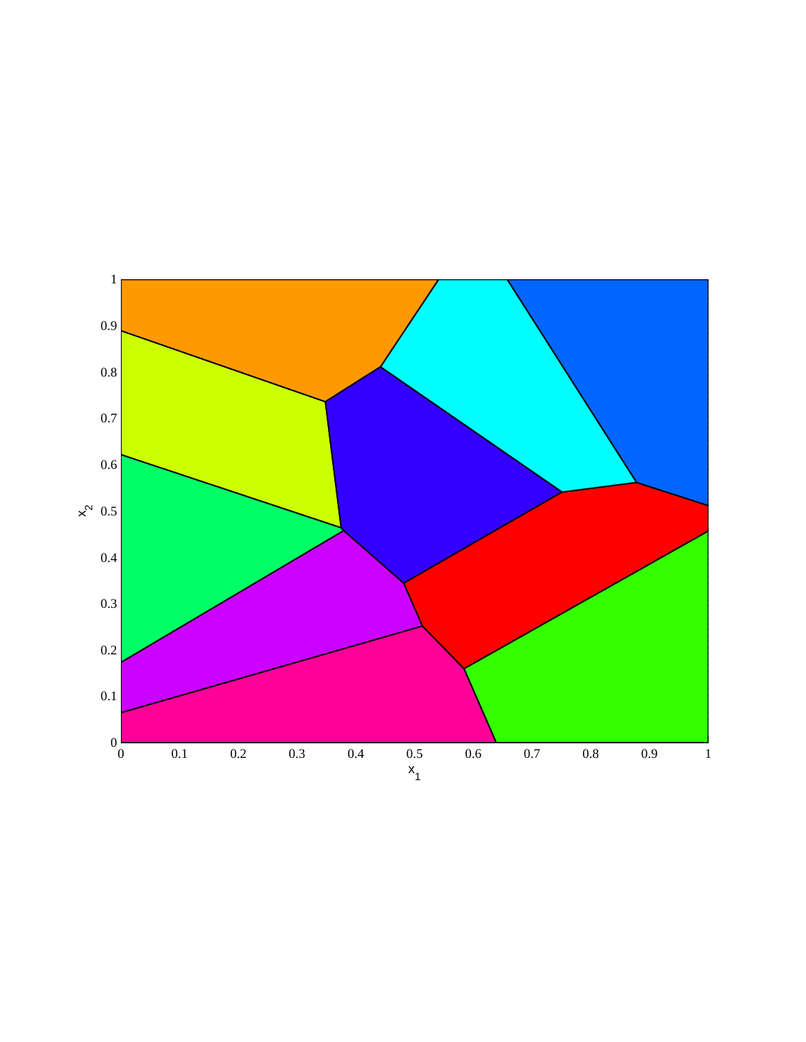1
0.9
0.8
0.7
0.6
0.5
0.4
0.3
0.2
0.1
0

$x_2$

0 0.1 0.2 0.3 0.4 0.5 0.6 0.7 0.8 0.9 1

$x_1$